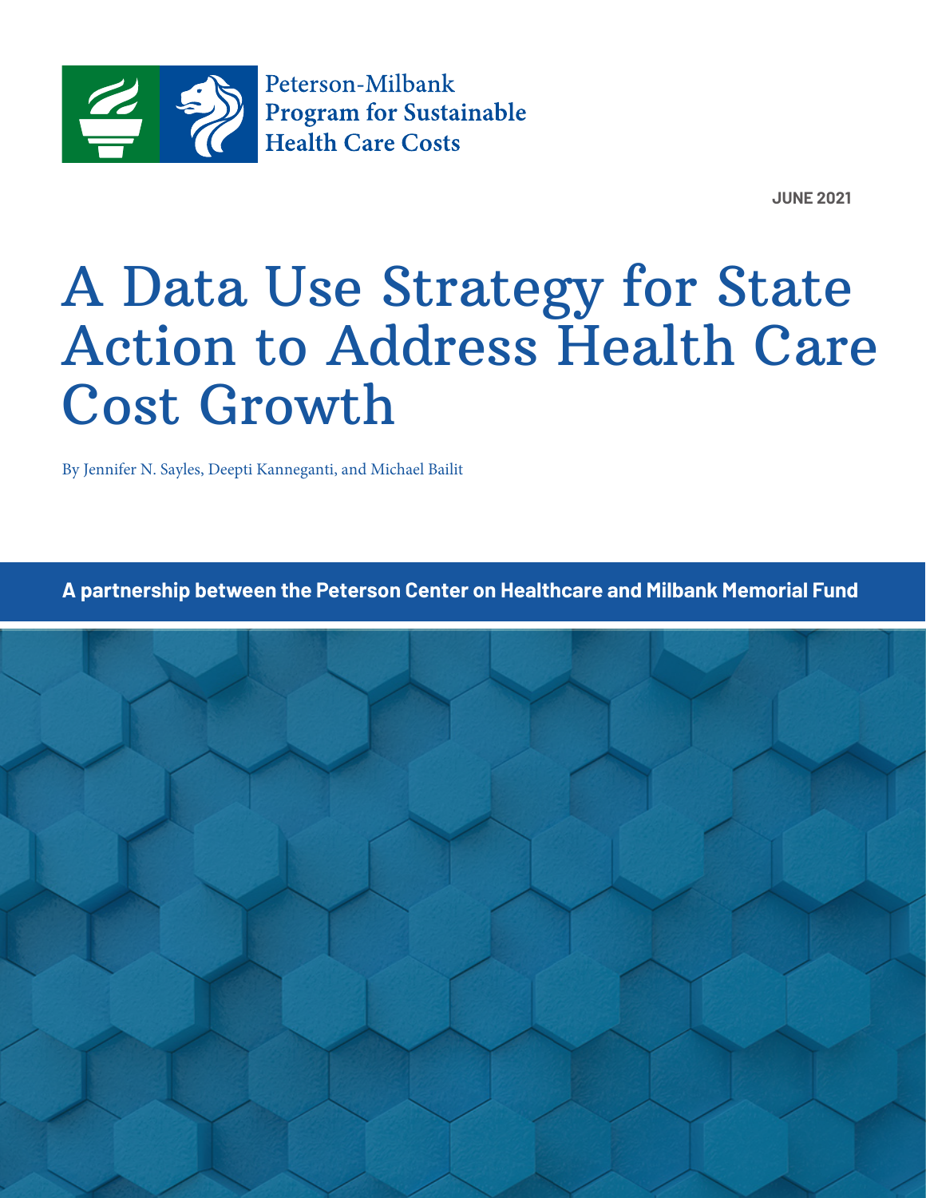Peterson-Milbank
Program for Sustainable
Health Care Costs

**JUNE 2021**

# A Data Use Strategy for State Action to Address Health Care Cost Growth

By Jennifer N. Sayles, Deepti Kanneganti, and Michael Bailit

**A partnership between the Peterson Center on Healthcare and Milbank Memorial Fund**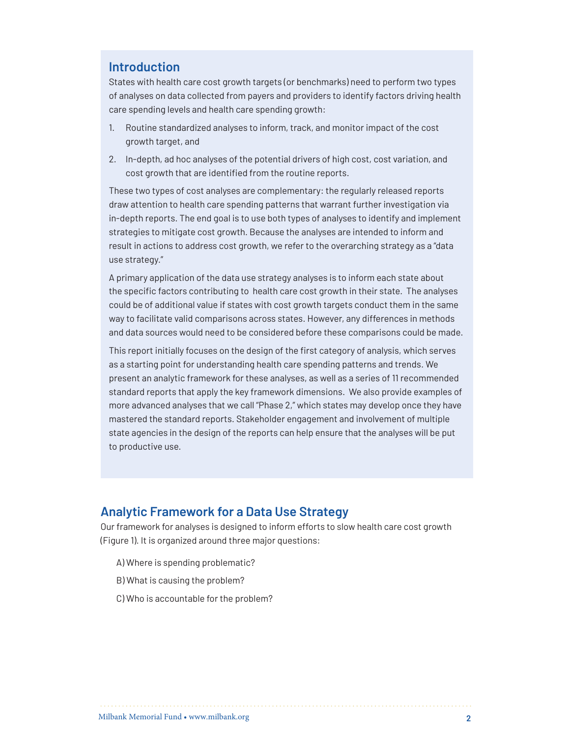## Introduction

States with health care cost growth targets (or benchmarks) need to perform two types of analyses on data collected from payers and providers to identify factors driving health care spending levels and health care spending growth:

1. Routine standardized analyses to inform, track, and monitor impact of the cost growth target, and
2. In-depth, ad hoc analyses of the potential drivers of high cost, cost variation, and cost growth that are identified from the routine reports.

These two types of cost analyses are complementary: the regularly released reports draw attention to health care spending patterns that warrant further investigation via in-depth reports. The end goal is to use both types of analyses to identify and implement strategies to mitigate cost growth. Because the analyses are intended to inform and result in actions to address cost growth, we refer to the overarching strategy as a "data use strategy."

A primary application of the data use strategy analyses is to inform each state about the specific factors contributing to health care cost growth in their state. The analyses could be of additional value if states with cost growth targets conduct them in the same way to facilitate valid comparisons across states. However, any differences in methods and data sources would need to be considered before these comparisons could be made.

This report initially focuses on the design of the first category of analysis, which serves as a starting point for understanding health care spending patterns and trends. We present an analytic framework for these analyses, as well as a series of 11 recommended standard reports that apply the key framework dimensions. We also provide examples of more advanced analyses that we call "Phase 2," which states may develop once they have mastered the standard reports. Stakeholder engagement and involvement of multiple state agencies in the design of the reports can help ensure that the analyses will be put to productive use.

## Analytic Framework for a Data Use Strategy

Our framework for analyses is designed to inform efforts to slow health care cost growth (Figure 1). It is organized around three major questions:

A) Where is spending problematic?

B) What is causing the problem?

C) Who is accountable for the problem?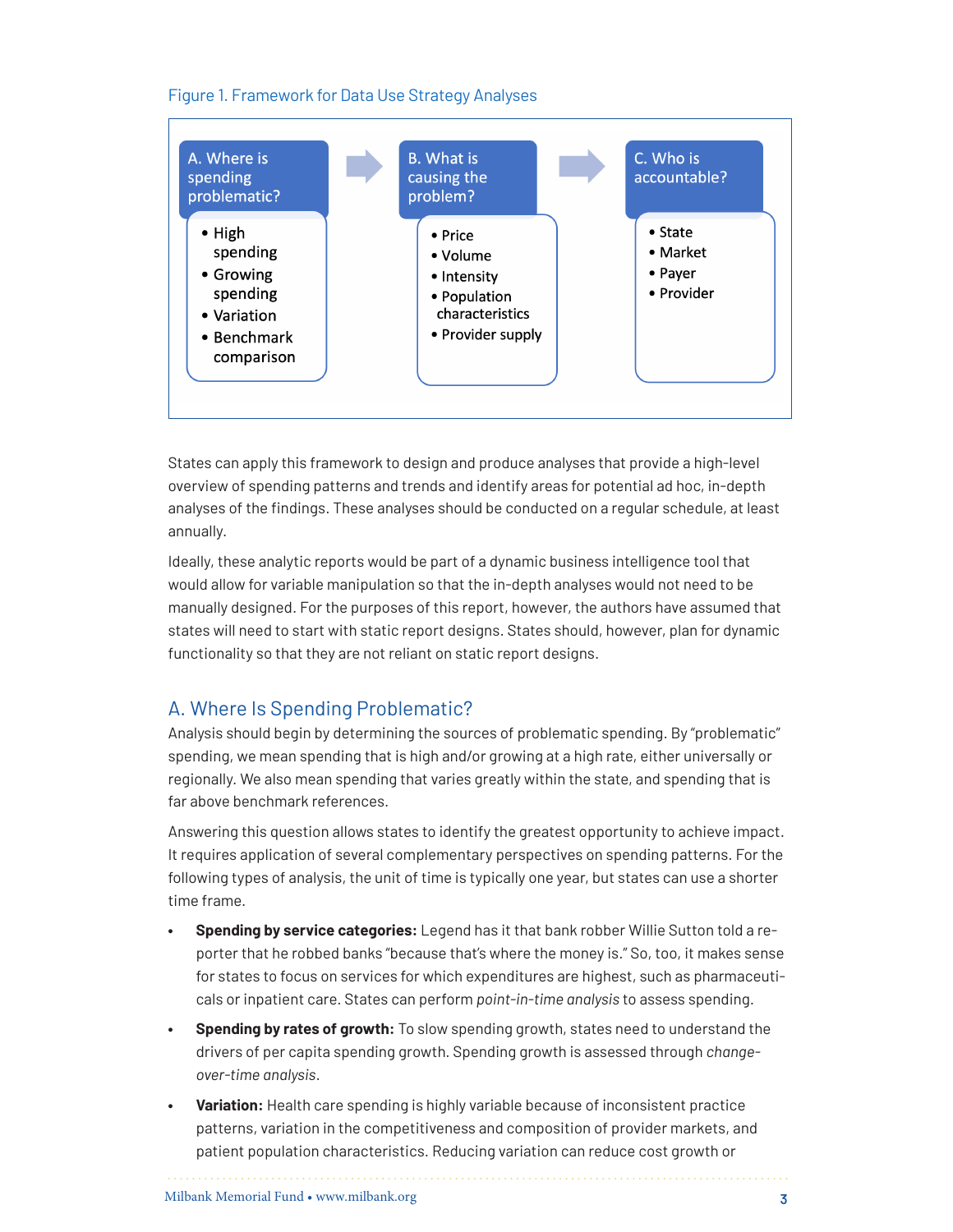Figure 1. Framework for Data Use Strategy Analyses

**A. Where is spending problematic?**
- High spending
- Growing spending
- Variation
- Benchmark comparison

**B. What is causing the problem?**
- Price
- Volume
- Intensity
- Population characteristics
- Provider supply

**C. Who is accountable?**
- State
- Market
- Payer
- Provider

States can apply this framework to design and produce analyses that provide a high-level overview of spending patterns and trends and identify areas for potential ad hoc, in-depth analyses of the findings. These analyses should be conducted on a regular schedule, at least annually.

Ideally, these analytic reports would be part of a dynamic business intelligence tool that would allow for variable manipulation so that the in-depth analyses would not need to be manually designed. For the purposes of this report, however, the authors have assumed that states will need to start with static report designs. States should, however, plan for dynamic functionality so that they are not reliant on static report designs.

## A. Where Is Spending Problematic?

Analysis should begin by determining the sources of problematic spending. By "problematic" spending, we mean spending that is high and/or growing at a high rate, either universally or regionally. We also mean spending that varies greatly within the state, and spending that is far above benchmark references.

Answering this question allows states to identify the greatest opportunity to achieve impact. It requires application of several complementary perspectives on spending patterns. For the following types of analysis, the unit of time is typically one year, but states can use a shorter time frame.

- **Spending by service categories:** Legend has it that bank robber Willie Sutton told a reporter that he robbed banks "because that's where the money is." So, too, it makes sense for states to focus on services for which expenditures are highest, such as pharmaceuticals or inpatient care. States can perform *point-in-time analysis* to assess spending.
- **Spending by rates of growth:** To slow spending growth, states need to understand the drivers of per capita spending growth. Spending growth is assessed through *change-over-time analysis*.
- **Variation:** Health care spending is highly variable because of inconsistent practice patterns, variation in the competitiveness and composition of provider markets, and patient population characteristics. Reducing variation can reduce cost growth or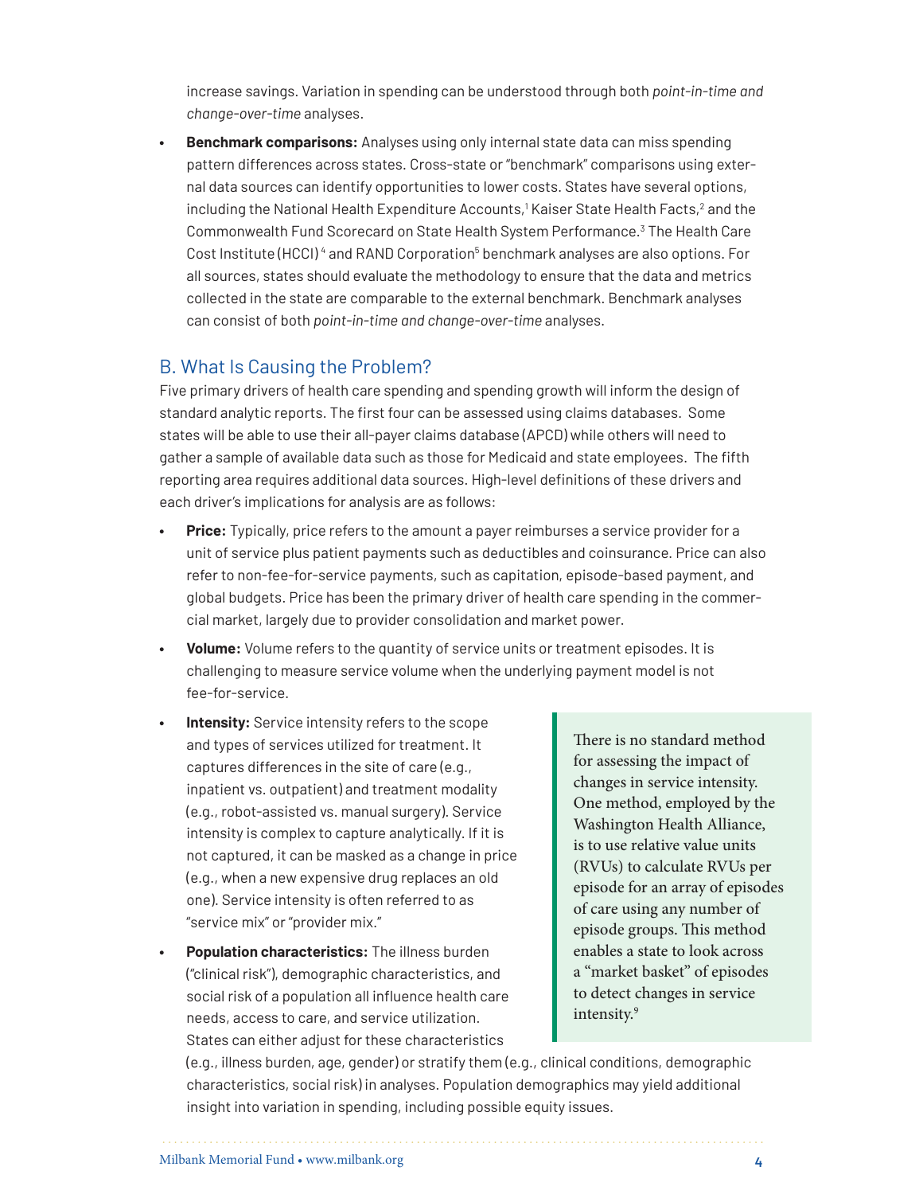increase savings. Variation in spending can be understood through both *point-in-time and change-over-time* analyses.

- **Benchmark comparisons:** Analyses using only internal state data can miss spending pattern differences across states. Cross-state or "benchmark" comparisons using external data sources can identify opportunities to lower costs. States have several options, including the National Health Expenditure Accounts,[1] Kaiser State Health Facts,[2] and the Commonwealth Fund Scorecard on State Health System Performance.[3] The Health Care Cost Institute (HCCI)[4] and RAND Corporation[5] benchmark analyses are also options. For all sources, states should evaluate the methodology to ensure that the data and metrics collected in the state are comparable to the external benchmark. Benchmark analyses can consist of both *point-in-time and change-over-time* analyses.

## B. What Is Causing the Problem?

Five primary drivers of health care spending and spending growth will inform the design of standard analytic reports. The first four can be assessed using claims databases. Some states will be able to use their all-payer claims database (APCD) while others will need to gather a sample of available data such as those for Medicaid and state employees. The fifth reporting area requires additional data sources. High-level definitions of these drivers and each driver's implications for analysis are as follows:

- **Price:** Typically, price refers to the amount a payer reimburses a service provider for a unit of service plus patient payments such as deductibles and coinsurance. Price can also refer to non-fee-for-service payments, such as capitation, episode-based payment, and global budgets. Price has been the primary driver of health care spending in the commercial market, largely due to provider consolidation and market power.
- **Volume:** Volume refers to the quantity of service units or treatment episodes. It is challenging to measure service volume when the underlying payment model is not fee-for-service.
- **Intensity:** Service intensity refers to the scope and types of services utilized for treatment. It captures differences in the site of care (e.g., inpatient vs. outpatient) and treatment modality (e.g., robot-assisted vs. manual surgery). Service intensity is complex to capture analytically. If it is not captured, it can be masked as a change in price (e.g., when a new expensive drug replaces an old one). Service intensity is often referred to as "service mix" or "provider mix."
- **Population characteristics:** The illness burden ("clinical risk"), demographic characteristics, and social risk of a population all influence health care needs, access to care, and service utilization. States can either adjust for these characteristics (e.g., illness burden, age, gender) or stratify them (e.g., clinical conditions, demographic characteristics, social risk) in analyses. Population demographics may yield additional insight into variation in spending, including possible equity issues.

> There is no standard method for assessing the impact of changes in service intensity. One method, employed by the Washington Health Alliance, is to use relative value units (RVUs) to calculate RVUs per episode for an array of episodes of care using any number of episode groups. This method enables a state to look across a "market basket" of episodes to detect changes in service intensity.[9]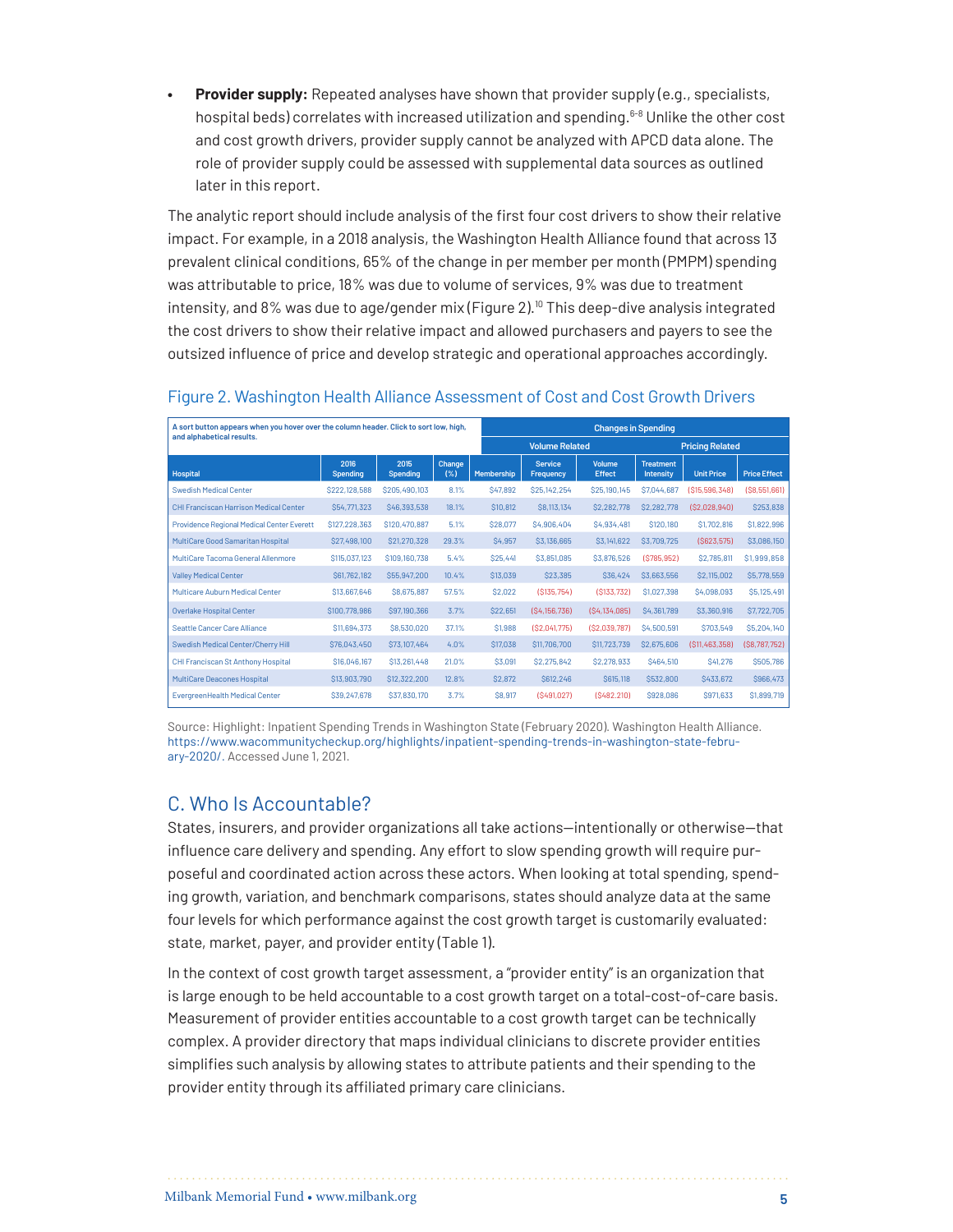- **Provider supply:** Repeated analyses have shown that provider supply (e.g., specialists, hospital beds) correlates with increased utilization and spending.[6-8] Unlike the other cost and cost growth drivers, provider supply cannot be analyzed with APCD data alone. The role of provider supply could be assessed with supplemental data sources as outlined later in this report.

The analytic report should include analysis of the first four cost drivers to show their relative impact. For example, in a 2018 analysis, the Washington Health Alliance found that across 13 prevalent clinical conditions, 65% of the change in per member per month (PMPM) spending was attributable to price, 18% was due to volume of services, 9% was due to treatment intensity, and 8% was due to age/gender mix (Figure 2).[10] This deep-dive analysis integrated the cost drivers to show their relative impact and allowed purchasers and payers to see the outsized influence of price and develop strategic and operational approaches accordingly.

Figure 2. Washington Health Alliance Assessment of Cost and Cost Growth Drivers

| A sort button appears when you hover over the column header. Click to sort low, high, and alphabetical results. | | | | Changes in Spending | | | | | |
|---|---|---|---|---|---|---|---|---|---|
| | | | | Volume Related | | | | Pricing Related | |
| Hospital | 2016 Spending | 2015 Spending | Change (%) | Membership | Service Frequency | Volume Effect | Treatment Intensity | Unit Price | Price Effect |
| Swedish Medical Center | $222,128,588 | $205,490,103 | 8.1% | $47,892 | $25,142,254 | $25,190,145 | $7,044,687 | ($15,596,348) | ($8,551,661) |
| CHI Franciscan Harrison Medical Center | $54,771,323 | $46,393,538 | 18.1% | $10,812 | $8,113,134 | $2,282,778 | $2,282,778 | ($2,028,940) | $253,838 |
| Providence Regional Medical Center Everett | $127,228,363 | $120,470,887 | 5.1% | $28,077 | $4,906,404 | $4,934,481 | $120,180 | $1,702,816 | $1,822,996 |
| MultiCare Good Samaritan Hospital | $27,498,100 | $21,270,328 | 29.3% | $4,957 | $3,136,665 | $3,141,622 | $3,709,725 | ($623,575) | $3,086,150 |
| MultiCare Tacoma General Allenmore | $115,037,123 | $109,160,738 | 5.4% | $25,441 | $3,851,085 | $3,876,526 | ($785,952) | $2,785,811 | $1,999,858 |
| Valley Medical Center | $61,762,182 | $55,947,200 | 10.4% | $13,039 | $23,385 | $36,424 | $3,663,556 | $2,115,002 | $5,778,559 |
| Multicare Auburn Medical Center | $13,667,646 | $8,675,887 | 57.5% | $2,022 | ($135,754) | ($133,732) | $1,027,398 | $4,098,093 | $5,125,491 |
| Overlake Hospital Center | $100,778,986 | $97,190,366 | 3.7% | $22,651 | ($4,156,736) | ($4,134,085) | $4,361,789 | $3,360,916 | $7,722,705 |
| Seattle Cancer Care Alliance | $11,694,373 | $8,530,020 | 37.1% | $1,988 | ($2,041,775) | ($2,039,787) | $4,500,591 | $703,549 | $5,204,140 |
| Swedish Medical Center/Cherry Hill | $76,043,450 | $73,107,464 | 4.0% | $17,038 | $11,706,700 | $11,723,739 | $2,675,606 | ($11,463,358) | ($8,787,752) |
| CHI Franciscan St Anthony Hospital | $16,046,167 | $13,261,448 | 21.0% | $3,091 | $2,275,842 | $2,278,933 | $464,510 | $41,276 | $505,786 |
| MultiCare Deacones Hospital | $13,903,790 | $12,322,200 | 12.8% | $2,872 | $612,246 | $615,118 | $532,800 | $433,672 | $966,473 |
| EvergreenHealth Medical Center | $39,247,678 | $37,830,170 | 3.7% | $8,917 | ($491,027) | ($482,210) | $928,086 | $971,633 | $1,899,719 |

Source: Highlight: Inpatient Spending Trends in Washington State (February 2020). Washington Health Alliance. https://www.wacommunitycheckup.org/highlights/inpatient-spending-trends-in-washington-state-february-2020/. Accessed June 1, 2021.

## C. Who Is Accountable?

States, insurers, and provider organizations all take actions—intentionally or otherwise—that influence care delivery and spending. Any effort to slow spending growth will require purposeful and coordinated action across these actors. When looking at total spending, spending growth, variation, and benchmark comparisons, states should analyze data at the same four levels for which performance against the cost growth target is customarily evaluated: state, market, payer, and provider entity (Table 1).

In the context of cost growth target assessment, a "provider entity" is an organization that is large enough to be held accountable to a cost growth target on a total-cost-of-care basis. Measurement of provider entities accountable to a cost growth target can be technically complex. A provider directory that maps individual clinicians to discrete provider entities simplifies such analysis by allowing states to attribute patients and their spending to the provider entity through its affiliated primary care clinicians.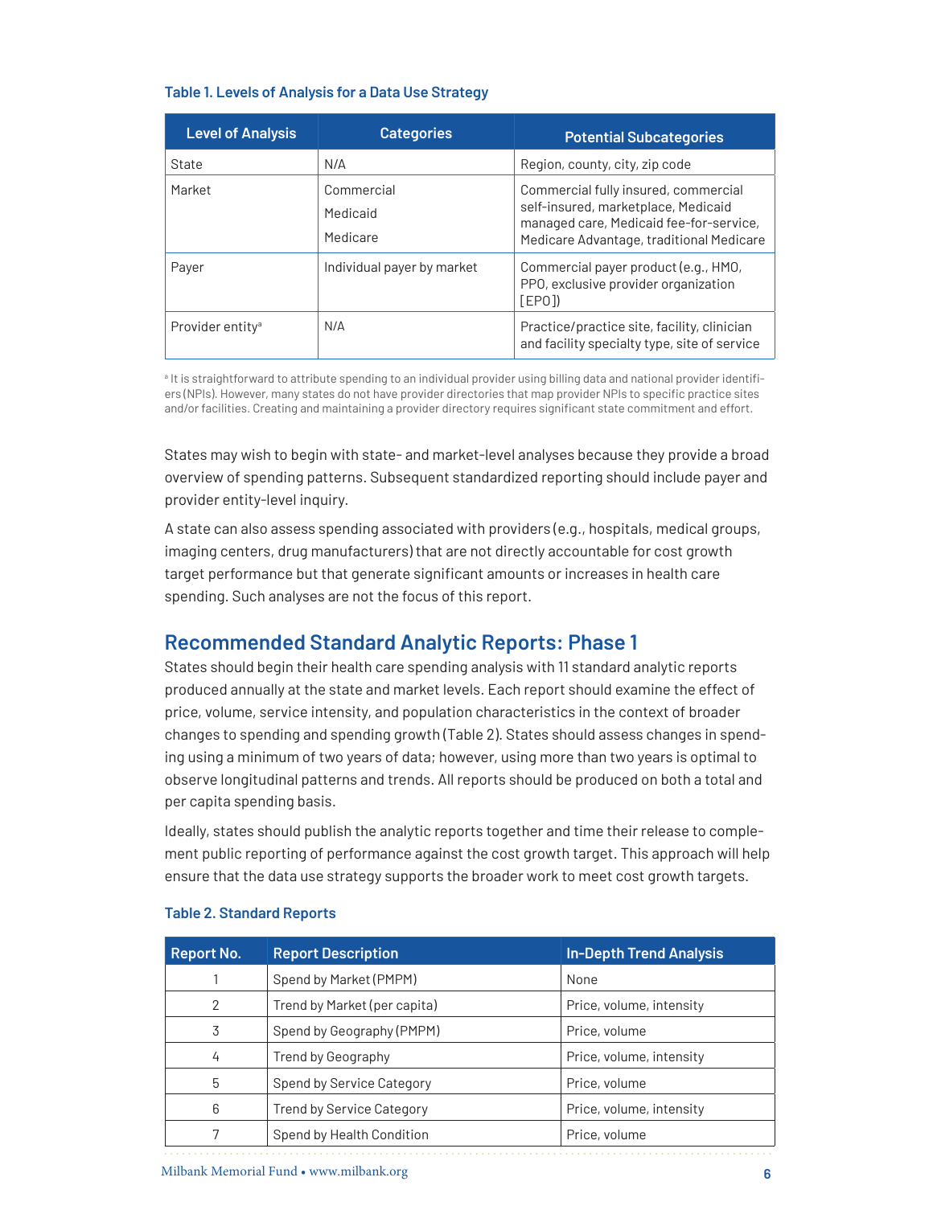**Table 1. Levels of Analysis for a Data Use Strategy**

| Level of Analysis | Categories | Potential Subcategories |
| --- | --- | --- |
| State | N/A | Region, county, city, zip code |
| Market | Commercial<br>Medicaid<br>Medicare | Commercial fully insured, commercial self-insured, marketplace, Medicaid managed care, Medicaid fee-for-service, Medicare Advantage, traditional Medicare |
| Payer | Individual payer by market | Commercial payer product (e.g., HMO, PPO, exclusive provider organization [EPO]) |
| Provider entity[a] | N/A | Practice/practice site, facility, clinician and facility specialty type, site of service |

[a] It is straightforward to attribute spending to an individual provider using billing data and national provider identifiers (NPIs). However, many states do not have provider directories that map provider NPIs to specific practice sites and/or facilities. Creating and maintaining a provider directory requires significant state commitment and effort.

States may wish to begin with state- and market-level analyses because they provide a broad overview of spending patterns. Subsequent standardized reporting should include payer and provider entity-level inquiry.

A state can also assess spending associated with providers (e.g., hospitals, medical groups, imaging centers, drug manufacturers) that are not directly accountable for cost growth target performance but that generate significant amounts or increases in health care spending. Such analyses are not the focus of this report.

## Recommended Standard Analytic Reports: Phase 1

States should begin their health care spending analysis with 11 standard analytic reports produced annually at the state and market levels. Each report should examine the effect of price, volume, service intensity, and population characteristics in the context of broader changes to spending and spending growth (Table 2). States should assess changes in spending using a minimum of two years of data; however, using more than two years is optimal to observe longitudinal patterns and trends. All reports should be produced on both a total and per capita spending basis.

Ideally, states should publish the analytic reports together and time their release to complement public reporting of performance against the cost growth target. This approach will help ensure that the data use strategy supports the broader work to meet cost growth targets.

**Table 2. Standard Reports**

| Report No. | Report Description | In-Depth Trend Analysis |
| --- | --- | --- |
| 1 | Spend by Market (PMPM) | None |
| 2 | Trend by Market (per capita) | Price, volume, intensity |
| 3 | Spend by Geography (PMPM) | Price, volume |
| 4 | Trend by Geography | Price, volume, intensity |
| 5 | Spend by Service Category | Price, volume |
| 6 | Trend by Service Category | Price, volume, intensity |
| 7 | Spend by Health Condition | Price, volume |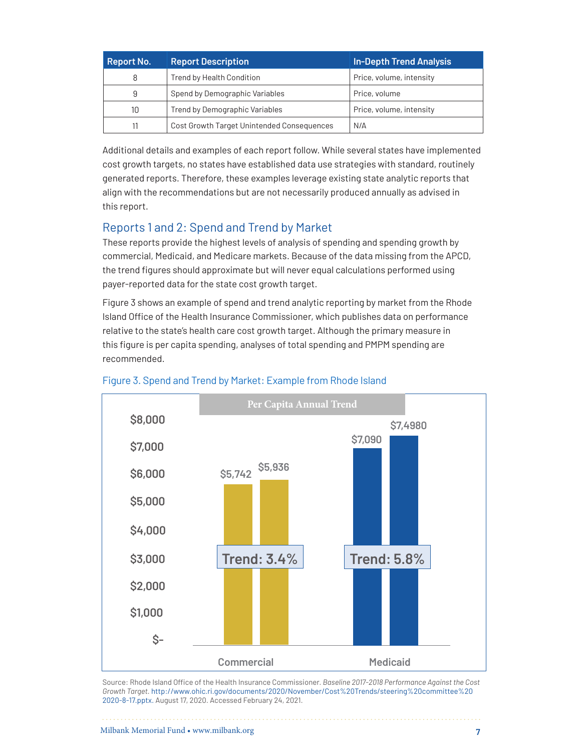| Report No. | Report Description | In-Depth Trend Analysis |
| --- | --- | --- |
| 8 | Trend by Health Condition | Price, volume, intensity |
| 9 | Spend by Demographic Variables | Price, volume |
| 10 | Trend by Demographic Variables | Price, volume, intensity |
| 11 | Cost Growth Target Unintended Consequences | N/A |

Additional details and examples of each report follow. While several states have implemented cost growth targets, no states have established data use strategies with standard, routinely generated reports. Therefore, these examples leverage existing state analytic reports that align with the recommendations but are not necessarily produced annually as advised in this report.

## Reports 1 and 2: Spend and Trend by Market

These reports provide the highest levels of analysis of spending and spending growth by commercial, Medicaid, and Medicare markets. Because of the data missing from the APCD, the trend figures should approximate but will never equal calculations performed using payer-reported data for the state cost growth target.

Figure 3 shows an example of spend and trend analytic reporting by market from the Rhode Island Office of the Health Insurance Commissioner, which publishes data on performance relative to the state's health care cost growth target. Although the primary measure in this figure is per capita spending, analyses of total spending and PMPM spending are recommended.

Figure 3. Spend and Trend by Market: Example from Rhode Island

Per Capita Annual Trend

| Market | Bar 1 | Bar 2 | Trend |
| --- | --- | --- | --- |
| Commercial | $5,742 | $5,936 | 3.4% |
| Medicaid | $7,090 | $7,4980 | 5.8% |

Source: Rhode Island Office of the Health Insurance Commissioner. *Baseline 2017–2018 Performance Against the Cost Growth Target.* http://www.ohic.ri.gov/documents/2020/November/Cost%20Trends/steering%20committee%20 2020-8-17.pptx. August 17, 2020. Accessed February 24, 2021.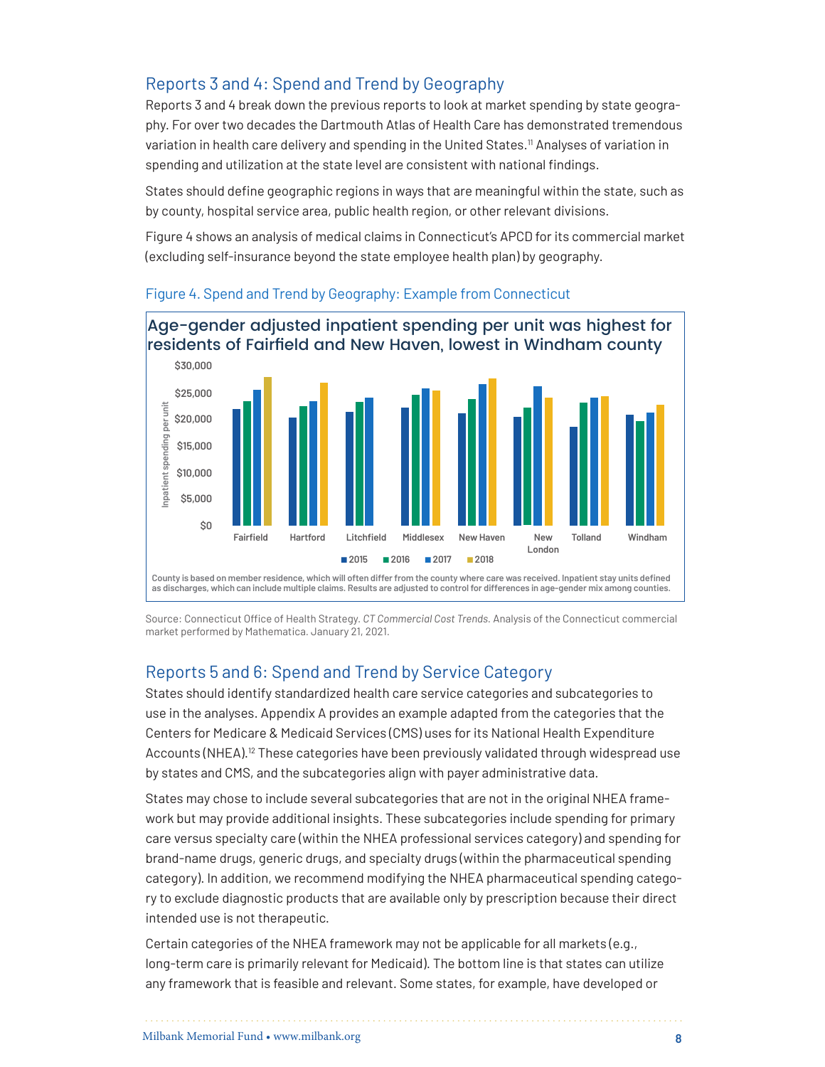## Reports 3 and 4: Spend and Trend by Geography

Reports 3 and 4 break down the previous reports to look at market spending by state geography. For over two decades the Dartmouth Atlas of Health Care has demonstrated tremendous variation in health care delivery and spending in the United States.[11] Analyses of variation in spending and utilization at the state level are consistent with national findings.

States should define geographic regions in ways that are meaningful within the state, such as by county, hospital service area, public health region, or other relevant divisions.

Figure 4 shows an analysis of medical claims in Connecticut's APCD for its commercial market (excluding self-insurance beyond the state employee health plan) by geography.

### Figure 4. Spend and Trend by Geography: Example from Connecticut

**Age-gender adjusted inpatient spending per unit was highest for residents of Fairfield and New Haven, lowest in Windham county**

County is based on member residence, which will often differ from the county where care was received. Inpatient stay units defined as discharges, which can include multiple claims. Results are adjusted to control for differences in age-gender mix among counties.

Source: Connecticut Office of Health Strategy. *CT Commercial Cost Trends.* Analysis of the Connecticut commercial market performed by Mathematica. January 21, 2021.

## Reports 5 and 6: Spend and Trend by Service Category

States should identify standardized health care service categories and subcategories to use in the analyses. Appendix A provides an example adapted from the categories that the Centers for Medicare & Medicaid Services (CMS) uses for its National Health Expenditure Accounts (NHEA).[12] These categories have been previously validated through widespread use by states and CMS, and the subcategories align with payer administrative data.

States may chose to include several subcategories that are not in the original NHEA framework but may provide additional insights. These subcategories include spending for primary care versus specialty care (within the NHEA professional services category) and spending for brand-name drugs, generic drugs, and specialty drugs (within the pharmaceutical spending category). In addition, we recommend modifying the NHEA pharmaceutical spending category to exclude diagnostic products that are available only by prescription because their direct intended use is not therapeutic.

Certain categories of the NHEA framework may not be applicable for all markets (e.g., long-term care is primarily relevant for Medicaid). The bottom line is that states can utilize any framework that is feasible and relevant. Some states, for example, have developed or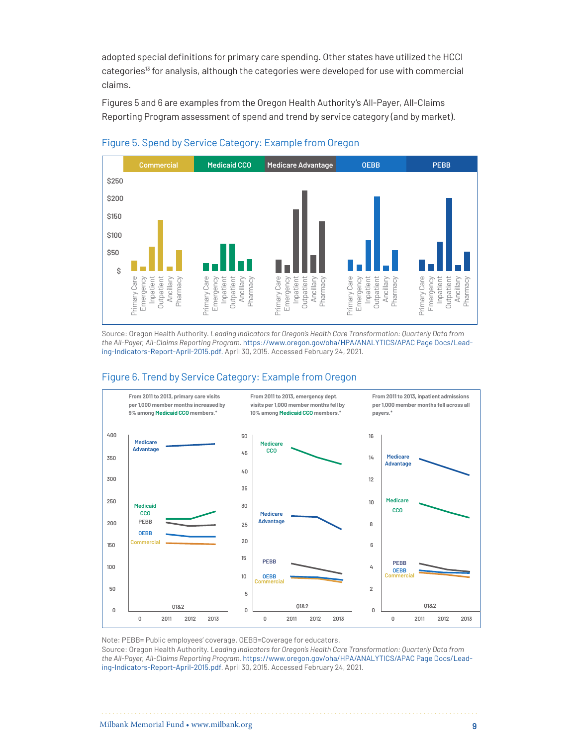adopted special definitions for primary care spending. Other states have utilized the HCCI categories[13] for analysis, although the categories were developed for use with commercial claims.

Figures 5 and 6 are examples from the Oregon Health Authority's All-Payer, All-Claims Reporting Program assessment of spend and trend by service category (and by market).

### Figure 5. Spend by Service Category: Example from Oregon

Source: Oregon Health Authority. *Leading Indicators for Oregon's Health Care Transformation: Quarterly Data from the All-Payer, All-Claims Reporting Program.* https://www.oregon.gov/oha/HPA/ANALYTICS/APAC Page Docs/Leading-Indicators-Report-April-2015.pdf. April 30, 2015. Accessed February 24, 2021.

### Figure 6. Trend by Service Category: Example from Oregon

Note: PEBB= Public employees' coverage. OEBB=Coverage for educators.
Source: Oregon Health Authority. *Leading Indicators for Oregon's Health Care Transformation: Quarterly Data from the All-Payer, All-Claims Reporting Program.* https://www.oregon.gov/oha/HPA/ANALYTICS/APAC Page Docs/Leading-Indicators-Report-April-2015.pdf. April 30, 2015. Accessed February 24, 2021.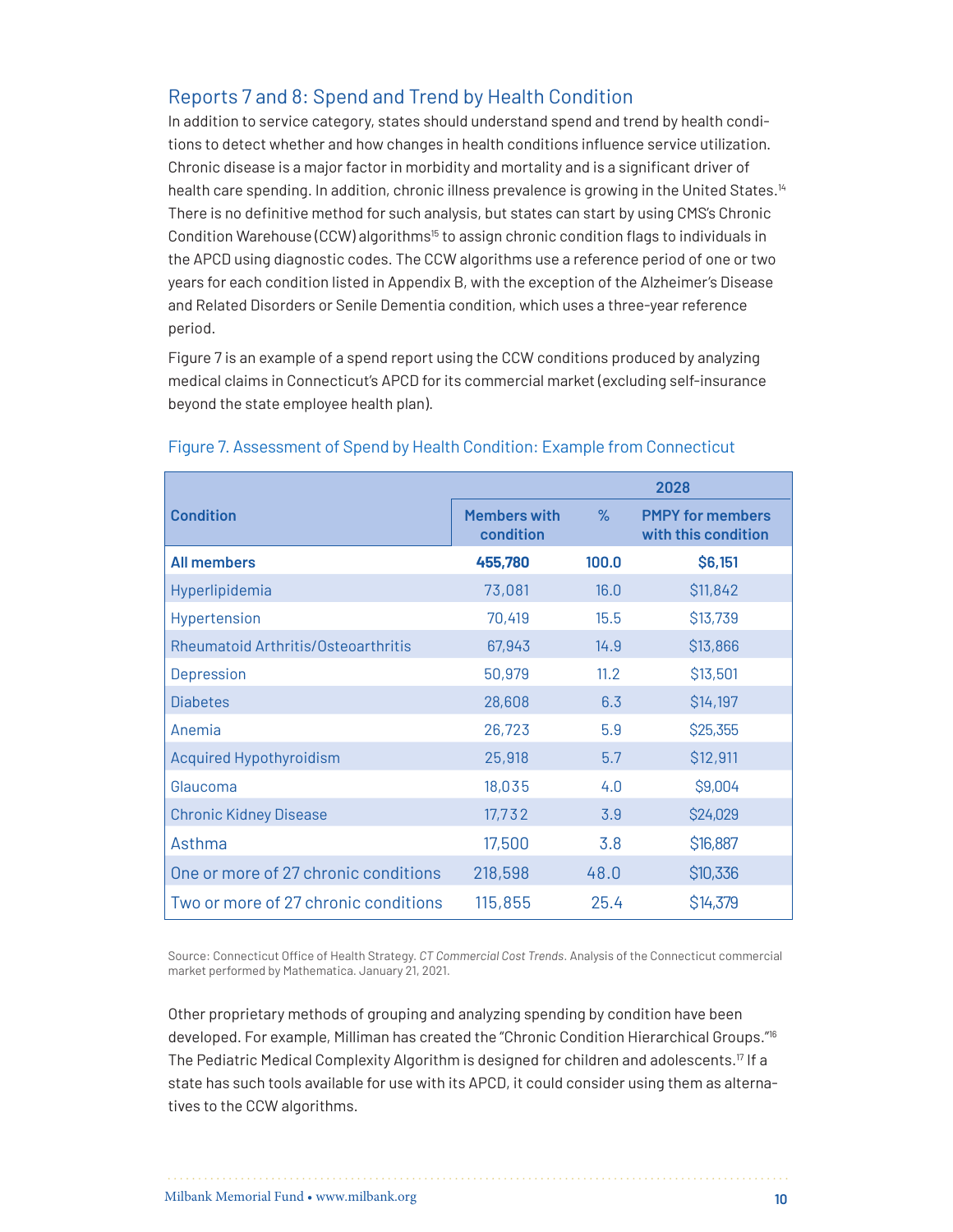## Reports 7 and 8: Spend and Trend by Health Condition

In addition to service category, states should understand spend and trend by health conditions to detect whether and how changes in health conditions influence service utilization. Chronic disease is a major factor in morbidity and mortality and is a significant driver of health care spending. In addition, chronic illness prevalence is growing in the United States.[14] There is no definitive method for such analysis, but states can start by using CMS's Chronic Condition Warehouse (CCW) algorithms[15] to assign chronic condition flags to individuals in the APCD using diagnostic codes. The CCW algorithms use a reference period of one or two years for each condition listed in Appendix B, with the exception of the Alzheimer's Disease and Related Disorders or Senile Dementia condition, which uses a three-year reference period.

Figure 7 is an example of a spend report using the CCW conditions produced by analyzing medical claims in Connecticut's APCD for its commercial market (excluding self-insurance beyond the state employee health plan).

Figure 7. Assessment of Spend by Health Condition: Example from Connecticut

| Condition | 2028 | | |
|---|---|---|---|
| | Members with condition | % | PMPY for members with this condition |
| **All members** | **455,780** | **100.0** | **$6,151** |
| Hyperlipidemia | 73,081 | 16.0 | $11,842 |
| Hypertension | 70,419 | 15.5 | $13,739 |
| Rheumatoid Arthritis/Osteoarthritis | 67,943 | 14.9 | $13,866 |
| Depression | 50,979 | 11.2 | $13,501 |
| Diabetes | 28,608 | 6.3 | $14,197 |
| Anemia | 26,723 | 5.9 | $25,355 |
| Acquired Hypothyroidism | 25,918 | 5.7 | $12,911 |
| Glaucoma | 18,035 | 4.0 | $9,004 |
| Chronic Kidney Disease | 17,732 | 3.9 | $24,029 |
| Asthma | 17,500 | 3.8 | $16,887 |
| One or more of 27 chronic conditions | 218,598 | 48.0 | $10,336 |
| Two or more of 27 chronic conditions | 115,855 | 25.4 | $14,379 |

Source: Connecticut Office of Health Strategy. *CT Commercial Cost Trends*. Analysis of the Connecticut commercial market performed by Mathematica. January 21, 2021.

Other proprietary methods of grouping and analyzing spending by condition have been developed. For example, Milliman has created the "Chronic Condition Hierarchical Groups."[16] The Pediatric Medical Complexity Algorithm is designed for children and adolescents.[17] If a state has such tools available for use with its APCD, it could consider using them as alternatives to the CCW algorithms.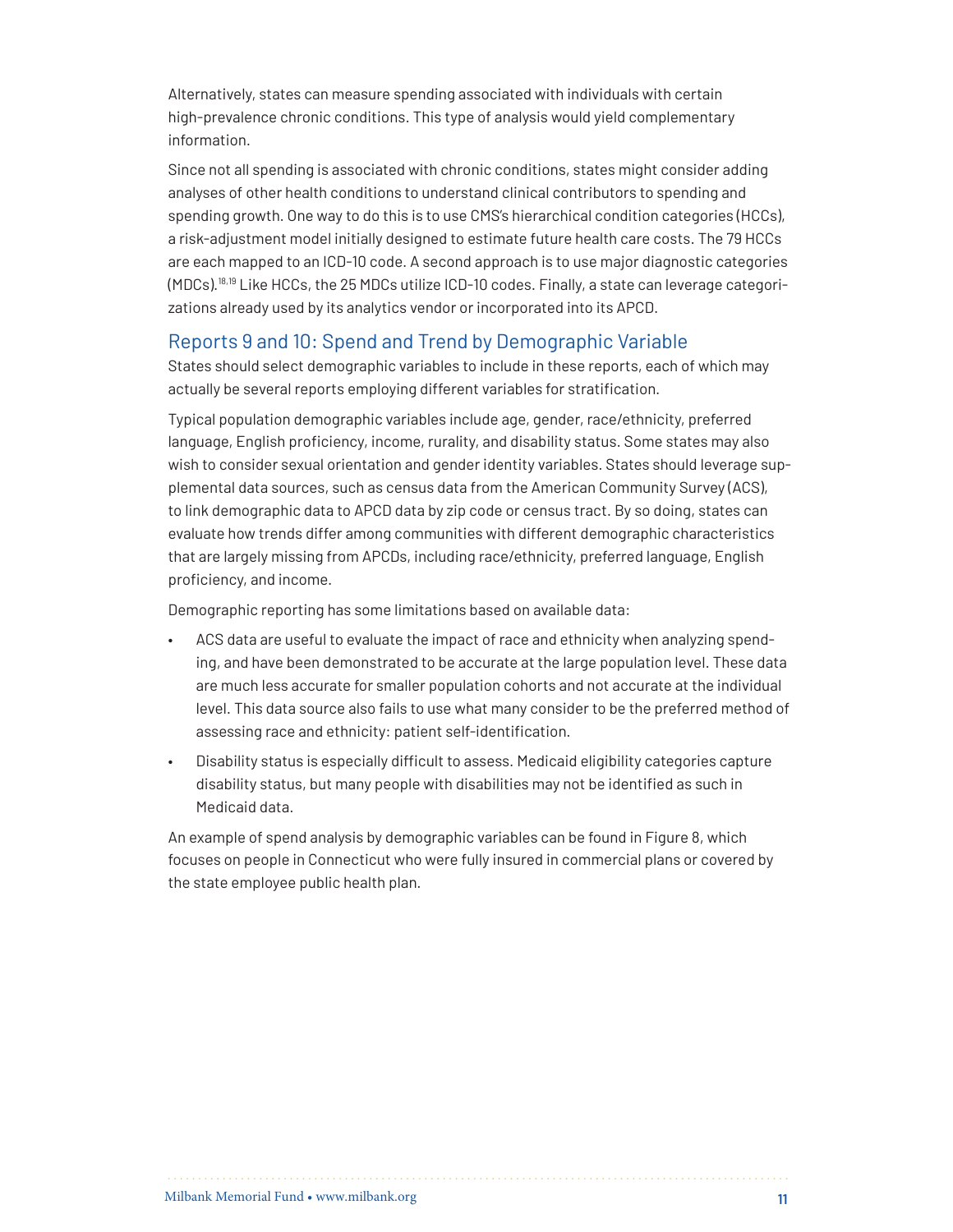Alternatively, states can measure spending associated with individuals with certain high-prevalence chronic conditions. This type of analysis would yield complementary information.

Since not all spending is associated with chronic conditions, states might consider adding analyses of other health conditions to understand clinical contributors to spending and spending growth. One way to do this is to use CMS's hierarchical condition categories (HCCs), a risk-adjustment model initially designed to estimate future health care costs. The 79 HCCs are each mapped to an ICD-10 code. A second approach is to use major diagnostic categories (MDCs).[18,19] Like HCCs, the 25 MDCs utilize ICD-10 codes. Finally, a state can leverage categorizations already used by its analytics vendor or incorporated into its APCD.

## Reports 9 and 10: Spend and Trend by Demographic Variable

States should select demographic variables to include in these reports, each of which may actually be several reports employing different variables for stratification.

Typical population demographic variables include age, gender, race/ethnicity, preferred language, English proficiency, income, rurality, and disability status. Some states may also wish to consider sexual orientation and gender identity variables. States should leverage supplemental data sources, such as census data from the American Community Survey (ACS), to link demographic data to APCD data by zip code or census tract. By so doing, states can evaluate how trends differ among communities with different demographic characteristics that are largely missing from APCDs, including race/ethnicity, preferred language, English proficiency, and income.

Demographic reporting has some limitations based on available data:

- ACS data are useful to evaluate the impact of race and ethnicity when analyzing spending, and have been demonstrated to be accurate at the large population level. These data are much less accurate for smaller population cohorts and not accurate at the individual level. This data source also fails to use what many consider to be the preferred method of assessing race and ethnicity: patient self-identification.
- Disability status is especially difficult to assess. Medicaid eligibility categories capture disability status, but many people with disabilities may not be identified as such in Medicaid data.

An example of spend analysis by demographic variables can be found in Figure 8, which focuses on people in Connecticut who were fully insured in commercial plans or covered by the state employee public health plan.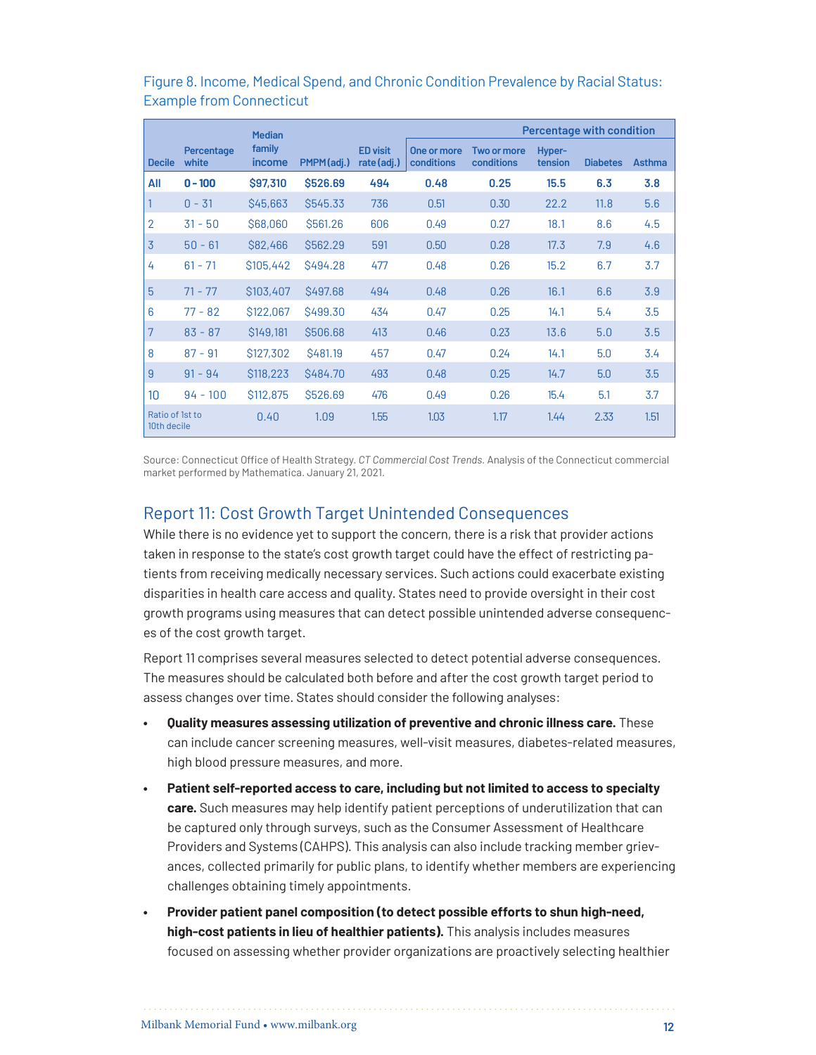Figure 8. Income, Medical Spend, and Chronic Condition Prevalence by Racial Status: Example from Connecticut

| Decile | Percentage white | Median family income | PMPM (adj.) | ED visit rate (adj.) | Percentage with condition | | | | |
|---|---|---|---|---|---|---|---|---|---|
| | | | | | One or more conditions | Two or more conditions | Hyper-tension | Diabetes | Asthma |
| **All** | **0 - 100** | **$97,310** | **$526.69** | **494** | **0.48** | **0.25** | **15.5** | **6.3** | **3.8** |
| 1 | 0 - 31 | $45,663 | $545.33 | 736 | 0.51 | 0.30 | 22.2 | 11.8 | 5.6 |
| 2 | 31 - 50 | $68,060 | $561.26 | 606 | 0.49 | 0.27 | 18.1 | 8.6 | 4.5 |
| 3 | 50 - 61 | $82,466 | $562.29 | 591 | 0.50 | 0.28 | 17.3 | 7.9 | 4.6 |
| 4 | 61 - 71 | $105,442 | $494.28 | 477 | 0.48 | 0.26 | 15.2 | 6.7 | 3.7 |
| 5 | 71 - 77 | $103,407 | $497.68 | 494 | 0.48 | 0.26 | 16.1 | 6.6 | 3.9 |
| 6 | 77 - 82 | $122,067 | $499.30 | 434 | 0.47 | 0.25 | 14.1 | 5.4 | 3.5 |
| 7 | 83 - 87 | $149,181 | $506.68 | 413 | 0.46 | 0.23 | 13.6 | 5.0 | 3.5 |
| 8 | 87 - 91 | $127,302 | $481.19 | 457 | 0.47 | 0.24 | 14.1 | 5.0 | 3.4 |
| 9 | 91 - 94 | $118,223 | $484.70 | 493 | 0.48 | 0.25 | 14.7 | 5.0 | 3.5 |
| 10 | 94 - 100 | $112,875 | $526.69 | 476 | 0.49 | 0.26 | 15.4 | 5.1 | 3.7 |
| Ratio of 1st to 10th decile | | 0.40 | 1.09 | 1.55 | 1.03 | 1.17 | 1.44 | 2.33 | 1.51 |

Source: Connecticut Office of Health Strategy. *CT Commercial Cost Trends.* Analysis of the Connecticut commercial market performed by Mathematica. January 21, 2021.

## Report 11: Cost Growth Target Unintended Consequences

While there is no evidence yet to support the concern, there is a risk that provider actions taken in response to the state's cost growth target could have the effect of restricting patients from receiving medically necessary services. Such actions could exacerbate existing disparities in health care access and quality. States need to provide oversight in their cost growth programs using measures that can detect possible unintended adverse consequences of the cost growth target.

Report 11 comprises several measures selected to detect potential adverse consequences. The measures should be calculated both before and after the cost growth target period to assess changes over time. States should consider the following analyses:

- **Quality measures assessing utilization of preventive and chronic illness care.** These can include cancer screening measures, well-visit measures, diabetes-related measures, high blood pressure measures, and more.
- **Patient self-reported access to care, including but not limited to access to specialty care.** Such measures may help identify patient perceptions of underutilization that can be captured only through surveys, such as the Consumer Assessment of Healthcare Providers and Systems (CAHPS). This analysis can also include tracking member grievances, collected primarily for public plans, to identify whether members are experiencing challenges obtaining timely appointments.
- **Provider patient panel composition (to detect possible efforts to shun high-need, high-cost patients in lieu of healthier patients).** This analysis includes measures focused on assessing whether provider organizations are proactively selecting healthier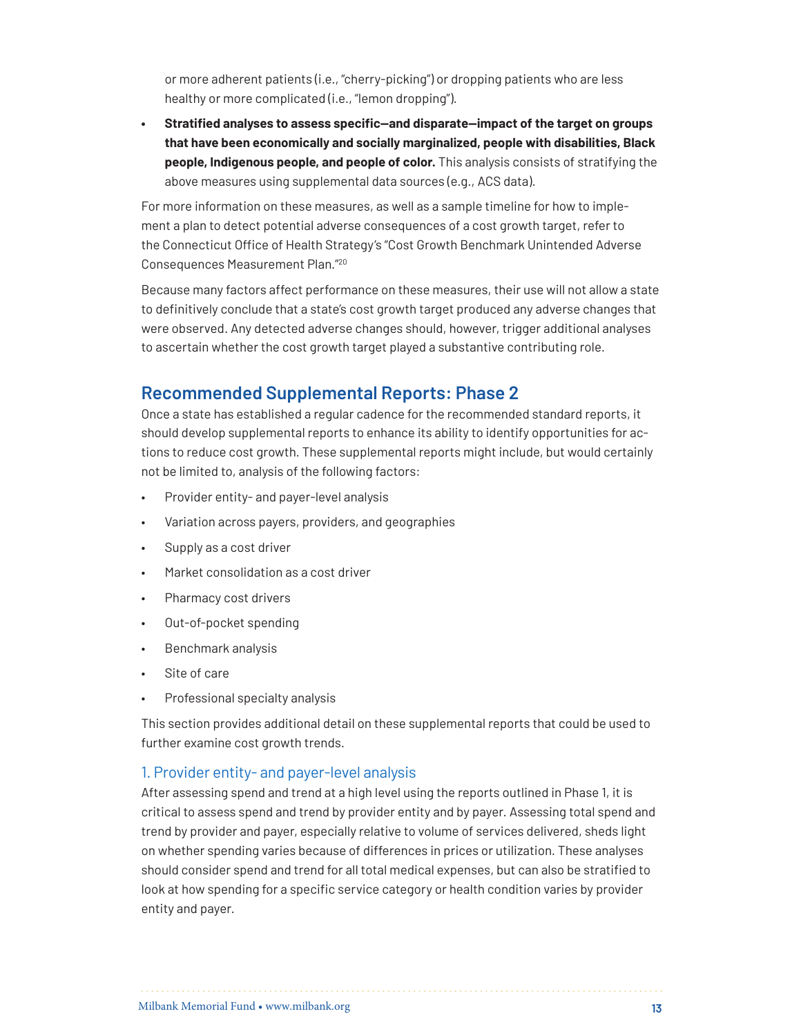or more adherent patients (i.e., "cherry-picking") or dropping patients who are less healthy or more complicated (i.e., "lemon dropping").

- **Stratified analyses to assess specific—and disparate—impact of the target on groups that have been economically and socially marginalized, people with disabilities, Black people, Indigenous people, and people of color.** This analysis consists of stratifying the above measures using supplemental data sources (e.g., ACS data).

For more information on these measures, as well as a sample timeline for how to implement a plan to detect potential adverse consequences of a cost growth target, refer to the Connecticut Office of Health Strategy's "Cost Growth Benchmark Unintended Adverse Consequences Measurement Plan."[20]

Because many factors affect performance on these measures, their use will not allow a state to definitively conclude that a state's cost growth target produced any adverse changes that were observed. Any detected adverse changes should, however, trigger additional analyses to ascertain whether the cost growth target played a substantive contributing role.

## Recommended Supplemental Reports: Phase 2

Once a state has established a regular cadence for the recommended standard reports, it should develop supplemental reports to enhance its ability to identify opportunities for actions to reduce cost growth. These supplemental reports might include, but would certainly not be limited to, analysis of the following factors:

- Provider entity- and payer-level analysis
- Variation across payers, providers, and geographies
- Supply as a cost driver
- Market consolidation as a cost driver
- Pharmacy cost drivers
- Out-of-pocket spending
- Benchmark analysis
- Site of care
- Professional specialty analysis

This section provides additional detail on these supplemental reports that could be used to further examine cost growth trends.

### 1. Provider entity- and payer-level analysis

After assessing spend and trend at a high level using the reports outlined in Phase 1, it is critical to assess spend and trend by provider entity and by payer. Assessing total spend and trend by provider and payer, especially relative to volume of services delivered, sheds light on whether spending varies because of differences in prices or utilization. These analyses should consider spend and trend for all total medical expenses, but can also be stratified to look at how spending for a specific service category or health condition varies by provider entity and payer.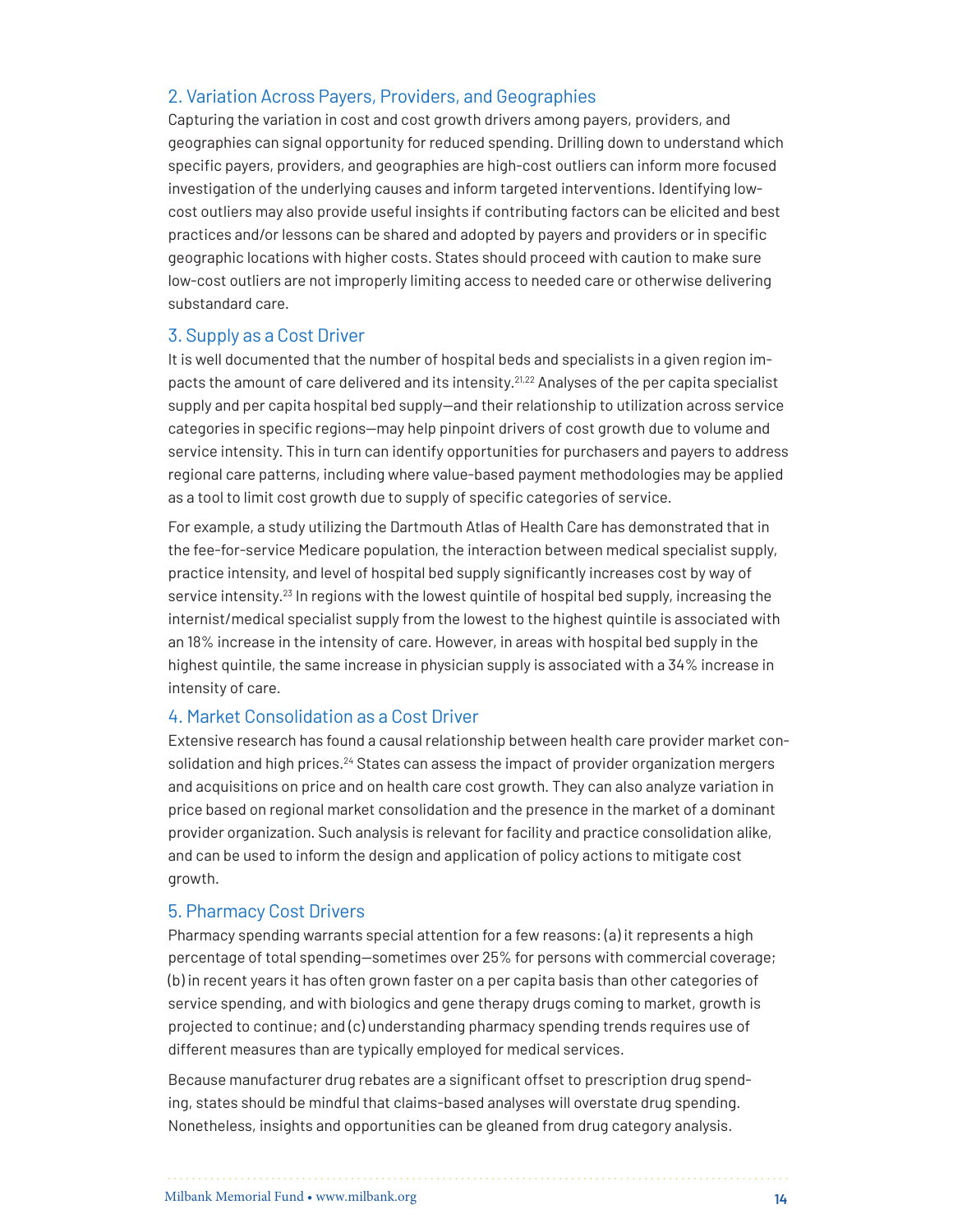### 2. Variation Across Payers, Providers, and Geographies

Capturing the variation in cost and cost growth drivers among payers, providers, and geographies can signal opportunity for reduced spending. Drilling down to understand which specific payers, providers, and geographies are high-cost outliers can inform more focused investigation of the underlying causes and inform targeted interventions. Identifying low-cost outliers may also provide useful insights if contributing factors can be elicited and best practices and/or lessons can be shared and adopted by payers and providers or in specific geographic locations with higher costs. States should proceed with caution to make sure low-cost outliers are not improperly limiting access to needed care or otherwise delivering substandard care.

### 3. Supply as a Cost Driver

It is well documented that the number of hospital beds and specialists in a given region impacts the amount of care delivered and its intensity.[21,22] Analyses of the per capita specialist supply and per capita hospital bed supply—and their relationship to utilization across service categories in specific regions—may help pinpoint drivers of cost growth due to volume and service intensity. This in turn can identify opportunities for purchasers and payers to address regional care patterns, including where value-based payment methodologies may be applied as a tool to limit cost growth due to supply of specific categories of service.

For example, a study utilizing the Dartmouth Atlas of Health Care has demonstrated that in the fee-for-service Medicare population, the interaction between medical specialist supply, practice intensity, and level of hospital bed supply significantly increases cost by way of service intensity.[23] In regions with the lowest quintile of hospital bed supply, increasing the internist/medical specialist supply from the lowest to the highest quintile is associated with an 18% increase in the intensity of care. However, in areas with hospital bed supply in the highest quintile, the same increase in physician supply is associated with a 34% increase in intensity of care.

### 4. Market Consolidation as a Cost Driver

Extensive research has found a causal relationship between health care provider market consolidation and high prices.[24] States can assess the impact of provider organization mergers and acquisitions on price and on health care cost growth. They can also analyze variation in price based on regional market consolidation and the presence in the market of a dominant provider organization. Such analysis is relevant for facility and practice consolidation alike, and can be used to inform the design and application of policy actions to mitigate cost growth.

### 5. Pharmacy Cost Drivers

Pharmacy spending warrants special attention for a few reasons: (a) it represents a high percentage of total spending—sometimes over 25% for persons with commercial coverage; (b) in recent years it has often grown faster on a per capita basis than other categories of service spending, and with biologics and gene therapy drugs coming to market, growth is projected to continue; and (c) understanding pharmacy spending trends requires use of different measures than are typically employed for medical services.

Because manufacturer drug rebates are a significant offset to prescription drug spending, states should be mindful that claims-based analyses will overstate drug spending. Nonetheless, insights and opportunities can be gleaned from drug category analysis.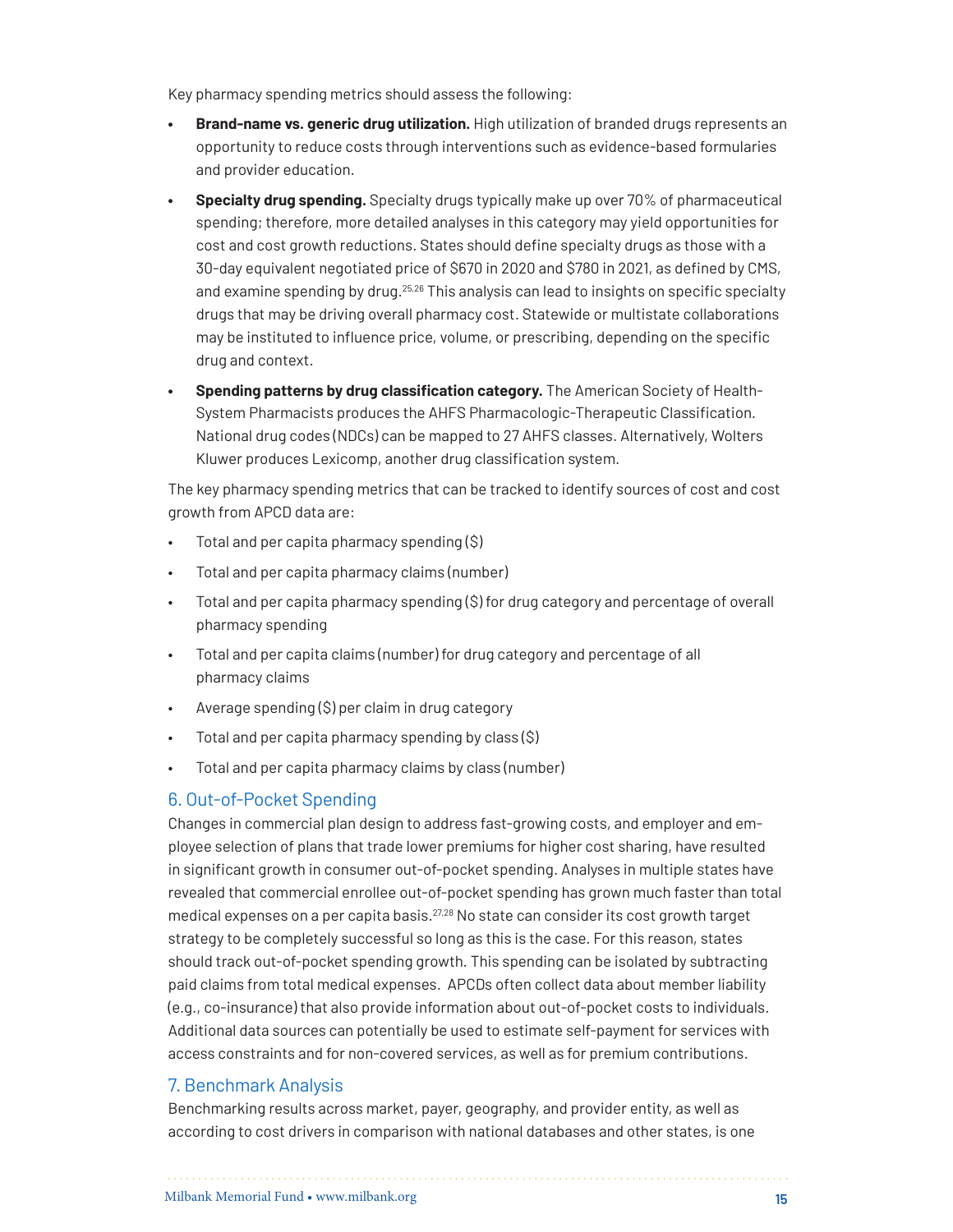Key pharmacy spending metrics should assess the following:

- **Brand-name vs. generic drug utilization.** High utilization of branded drugs represents an opportunity to reduce costs through interventions such as evidence-based formularies and provider education.
- **Specialty drug spending.** Specialty drugs typically make up over 70% of pharmaceutical spending; therefore, more detailed analyses in this category may yield opportunities for cost and cost growth reductions. States should define specialty drugs as those with a 30-day equivalent negotiated price of $670 in 2020 and $780 in 2021, as defined by CMS, and examine spending by drug.[25,26] This analysis can lead to insights on specific specialty drugs that may be driving overall pharmacy cost. Statewide or multistate collaborations may be instituted to influence price, volume, or prescribing, depending on the specific drug and context.
- **Spending patterns by drug classification category.** The American Society of Health-System Pharmacists produces the AHFS Pharmacologic-Therapeutic Classification. National drug codes (NDCs) can be mapped to 27 AHFS classes. Alternatively, Wolters Kluwer produces Lexicomp, another drug classification system.

The key pharmacy spending metrics that can be tracked to identify sources of cost and cost growth from APCD data are:

- Total and per capita pharmacy spending ($)
- Total and per capita pharmacy claims (number)
- Total and per capita pharmacy spending ($) for drug category and percentage of overall pharmacy spending
- Total and per capita claims (number) for drug category and percentage of all pharmacy claims
- Average spending ($) per claim in drug category
- Total and per capita pharmacy spending by class ($)
- Total and per capita pharmacy claims by class (number)

## 6. Out-of-Pocket Spending

Changes in commercial plan design to address fast-growing costs, and employer and employee selection of plans that trade lower premiums for higher cost sharing, have resulted in significant growth in consumer out-of-pocket spending. Analyses in multiple states have revealed that commercial enrollee out-of-pocket spending has grown much faster than total medical expenses on a per capita basis.[27,28] No state can consider its cost growth target strategy to be completely successful so long as this is the case. For this reason, states should track out-of-pocket spending growth. This spending can be isolated by subtracting paid claims from total medical expenses. APCDs often collect data about member liability (e.g., co-insurance) that also provide information about out-of-pocket costs to individuals. Additional data sources can potentially be used to estimate self-payment for services with access constraints and for non-covered services, as well as for premium contributions.

## 7. Benchmark Analysis

Benchmarking results across market, payer, geography, and provider entity, as well as according to cost drivers in comparison with national databases and other states, is one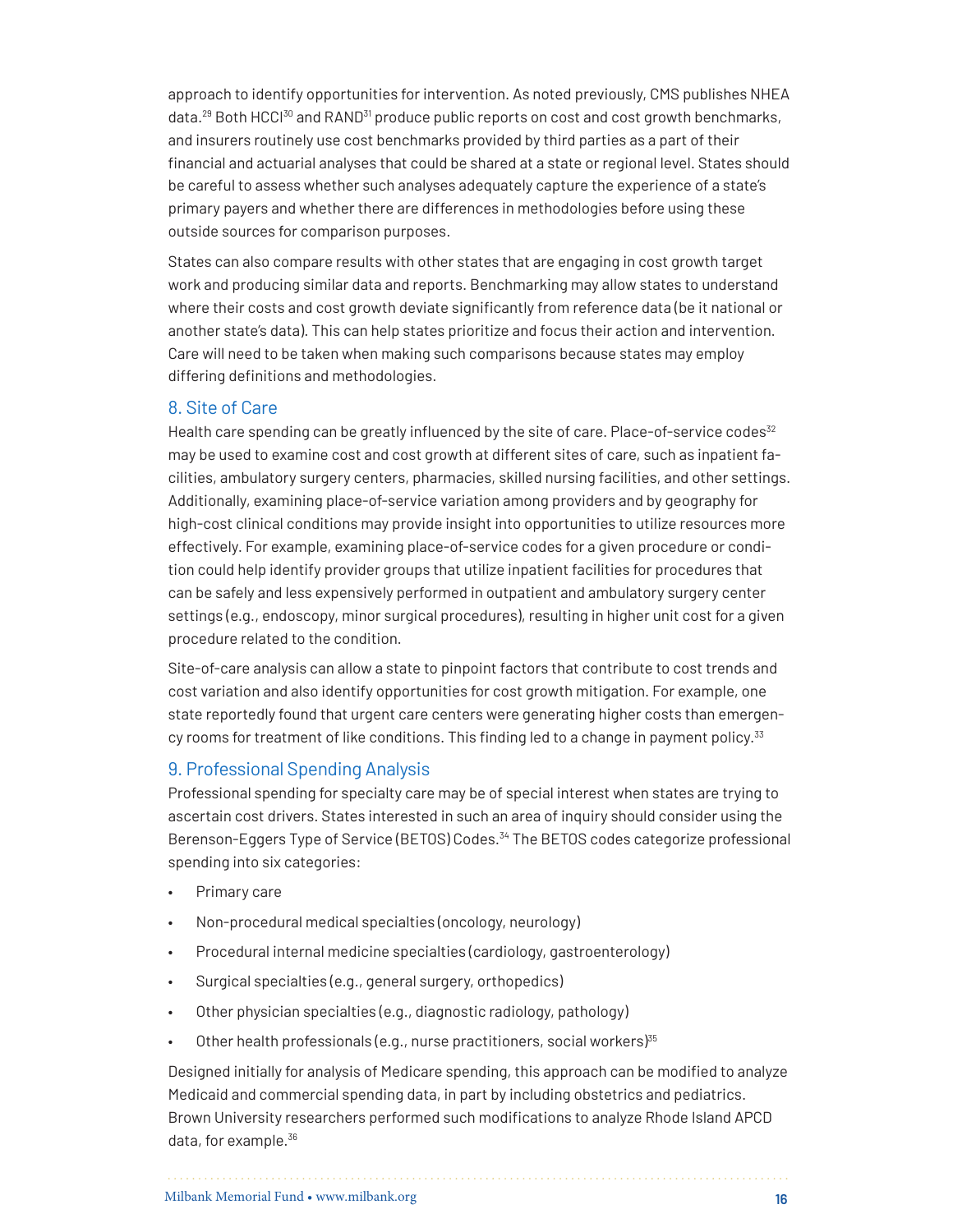approach to identify opportunities for intervention. As noted previously, CMS publishes NHEA data.[29] Both HCCI[30] and RAND[31] produce public reports on cost and cost growth benchmarks, and insurers routinely use cost benchmarks provided by third parties as a part of their financial and actuarial analyses that could be shared at a state or regional level. States should be careful to assess whether such analyses adequately capture the experience of a state's primary payers and whether there are differences in methodologies before using these outside sources for comparison purposes.

States can also compare results with other states that are engaging in cost growth target work and producing similar data and reports. Benchmarking may allow states to understand where their costs and cost growth deviate significantly from reference data (be it national or another state's data). This can help states prioritize and focus their action and intervention. Care will need to be taken when making such comparisons because states may employ differing definitions and methodologies.

## 8. Site of Care

Health care spending can be greatly influenced by the site of care. Place-of-service codes[32] may be used to examine cost and cost growth at different sites of care, such as inpatient facilities, ambulatory surgery centers, pharmacies, skilled nursing facilities, and other settings. Additionally, examining place-of-service variation among providers and by geography for high-cost clinical conditions may provide insight into opportunities to utilize resources more effectively. For example, examining place-of-service codes for a given procedure or condition could help identify provider groups that utilize inpatient facilities for procedures that can be safely and less expensively performed in outpatient and ambulatory surgery center settings (e.g., endoscopy, minor surgical procedures), resulting in higher unit cost for a given procedure related to the condition.

Site-of-care analysis can allow a state to pinpoint factors that contribute to cost trends and cost variation and also identify opportunities for cost growth mitigation. For example, one state reportedly found that urgent care centers were generating higher costs than emergency rooms for treatment of like conditions. This finding led to a change in payment policy.[33]

## 9. Professional Spending Analysis

Professional spending for specialty care may be of special interest when states are trying to ascertain cost drivers. States interested in such an area of inquiry should consider using the Berenson-Eggers Type of Service (BETOS) Codes.[34] The BETOS codes categorize professional spending into six categories:

- Primary care
- Non-procedural medical specialties (oncology, neurology)
- Procedural internal medicine specialties (cardiology, gastroenterology)
- Surgical specialties (e.g., general surgery, orthopedics)
- Other physician specialties (e.g., diagnostic radiology, pathology)
- Other health professionals (e.g., nurse practitioners, social workers)[35]

Designed initially for analysis of Medicare spending, this approach can be modified to analyze Medicaid and commercial spending data, in part by including obstetrics and pediatrics. Brown University researchers performed such modifications to analyze Rhode Island APCD data, for example.[36]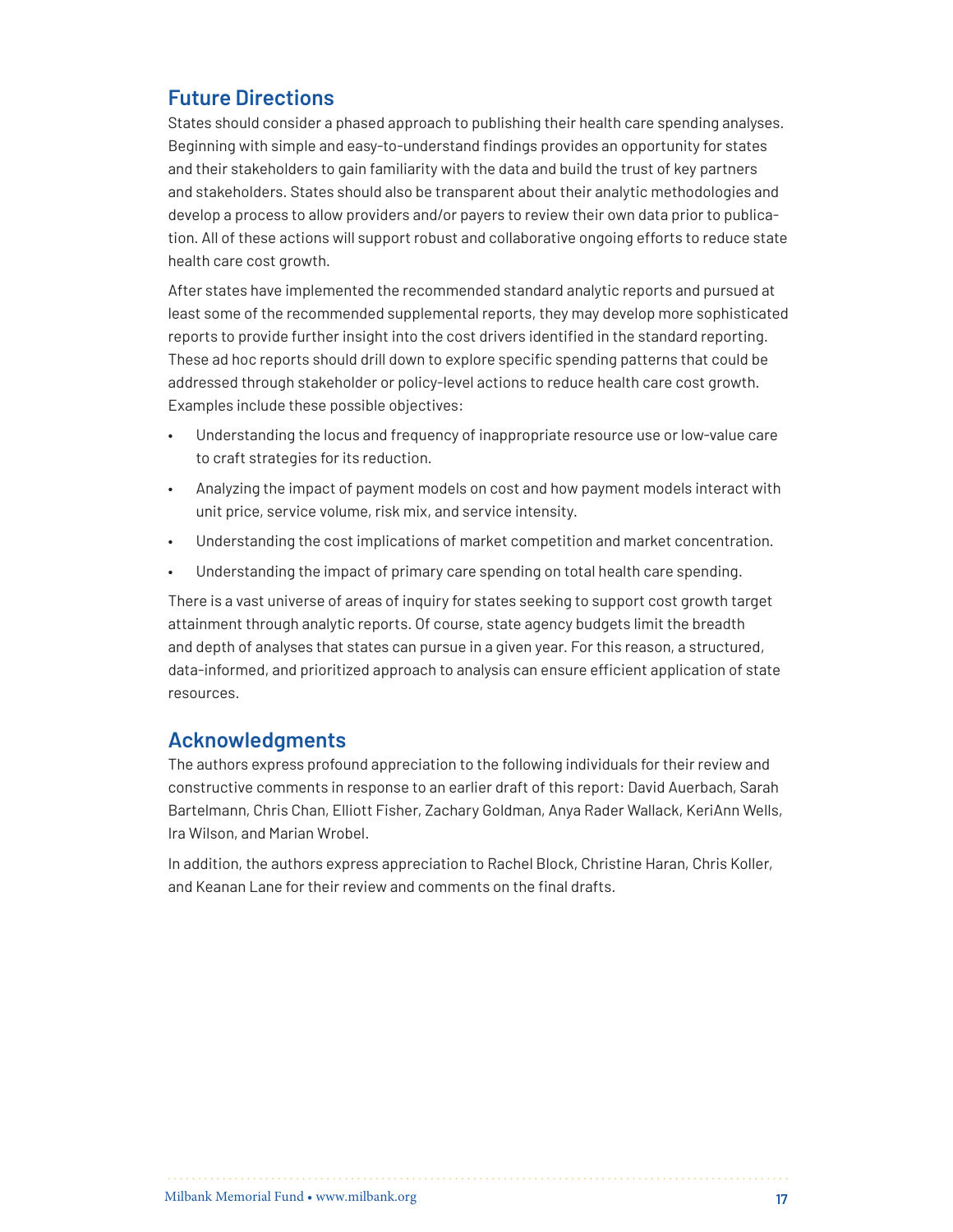## Future Directions

States should consider a phased approach to publishing their health care spending analyses. Beginning with simple and easy-to-understand findings provides an opportunity for states and their stakeholders to gain familiarity with the data and build the trust of key partners and stakeholders. States should also be transparent about their analytic methodologies and develop a process to allow providers and/or payers to review their own data prior to publication. All of these actions will support robust and collaborative ongoing efforts to reduce state health care cost growth.

After states have implemented the recommended standard analytic reports and pursued at least some of the recommended supplemental reports, they may develop more sophisticated reports to provide further insight into the cost drivers identified in the standard reporting. These ad hoc reports should drill down to explore specific spending patterns that could be addressed through stakeholder or policy-level actions to reduce health care cost growth. Examples include these possible objectives:

- Understanding the locus and frequency of inappropriate resource use or low-value care to craft strategies for its reduction.
- Analyzing the impact of payment models on cost and how payment models interact with unit price, service volume, risk mix, and service intensity.
- Understanding the cost implications of market competition and market concentration.
- Understanding the impact of primary care spending on total health care spending.

There is a vast universe of areas of inquiry for states seeking to support cost growth target attainment through analytic reports. Of course, state agency budgets limit the breadth and depth of analyses that states can pursue in a given year. For this reason, a structured, data-informed, and prioritized approach to analysis can ensure efficient application of state resources.

## Acknowledgments

The authors express profound appreciation to the following individuals for their review and constructive comments in response to an earlier draft of this report: David Auerbach, Sarah Bartelmann, Chris Chan, Elliott Fisher, Zachary Goldman, Anya Rader Wallack, KeriAnn Wells, Ira Wilson, and Marian Wrobel.

In addition, the authors express appreciation to Rachel Block, Christine Haran, Chris Koller, and Keanan Lane for their review and comments on the final drafts.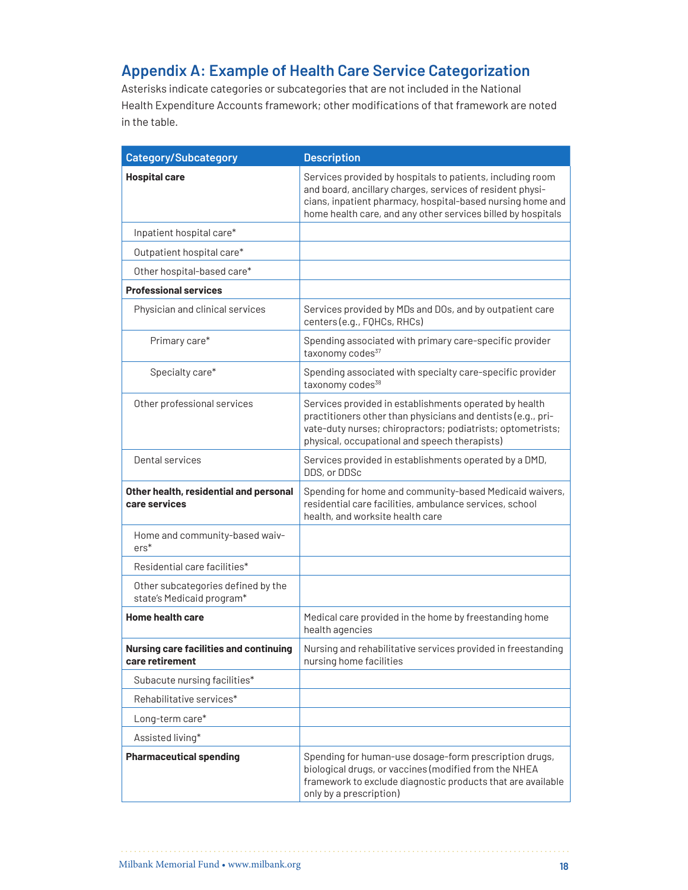## Appendix A: Example of Health Care Service Categorization

Asterisks indicate categories or subcategories that are not included in the National Health Expenditure Accounts framework; other modifications of that framework are noted in the table.

| Category/Subcategory | Description |
|---|---|
| **Hospital care** | Services provided by hospitals to patients, including room and board, ancillary charges, services of resident physicians, inpatient pharmacy, hospital-based nursing home and home health care, and any other services billed by hospitals |
| Inpatient hospital care* | |
| Outpatient hospital care* | |
| Other hospital-based care* | |
| **Professional services** | |
| Physician and clinical services | Services provided by MDs and DOs, and by outpatient care centers (e.g., FQHCs, RHCs) |
| Primary care* | Spending associated with primary care-specific provider taxonomy codes[37] |
| Specialty care* | Spending associated with specialty care-specific provider taxonomy codes[38] |
| Other professional services | Services provided in establishments operated by health practitioners other than physicians and dentists (e.g., private-duty nurses; chiropractors; podiatrists; optometrists; physical, occupational and speech therapists) |
| Dental services | Services provided in establishments operated by a DMD, DDS, or DDSc |
| **Other health, residential and personal care services** | Spending for home and community-based Medicaid waivers, residential care facilities, ambulance services, school health, and worksite health care |
| Home and community-based waivers* | |
| Residential care facilities* | |
| Other subcategories defined by the state's Medicaid program* | |
| **Home health care** | Medical care provided in the home by freestanding home health agencies |
| **Nursing care facilities and continuing care retirement** | Nursing and rehabilitative services provided in freestanding nursing home facilities |
| Subacute nursing facilities* | |
| Rehabilitative services* | |
| Long-term care* | |
| Assisted living* | |
| **Pharmaceutical spending** | Spending for human-use dosage-form prescription drugs, biological drugs, or vaccines (modified from the NHEA framework to exclude diagnostic products that are available only by a prescription) |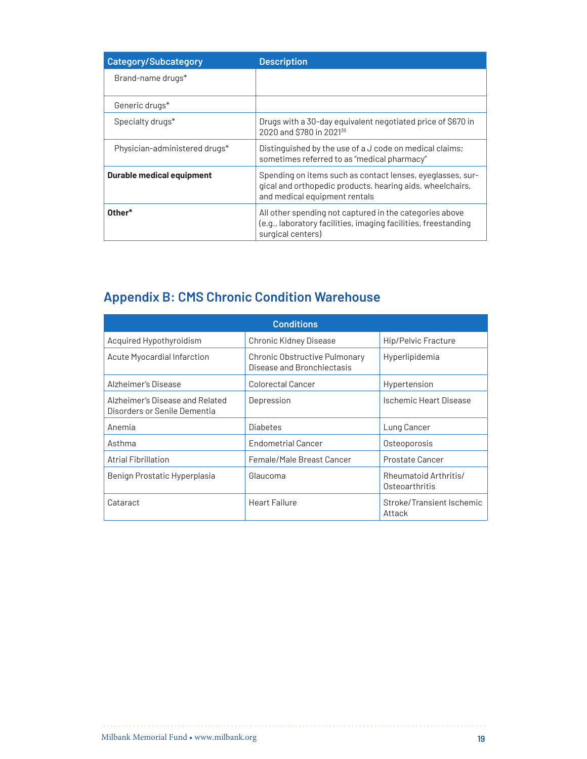| Category/Subcategory | Description |
|---|---|
| Brand-name drugs* | |
| Generic drugs* | |
| Specialty drugs* | Drugs with a 30-day equivalent negotiated price of $670 in 2020 and $780 in 2021[39] |
| Physician-administered drugs* | Distinguished by the use of a J code on medical claims; sometimes referred to as "medical pharmacy" |
| **Durable medical equipment** | Spending on items such as contact lenses, eyeglasses, surgical and orthopedic products, hearing aids, wheelchairs, and medical equipment rentals |
| **Other*** | All other spending not captured in the categories above (e.g., laboratory facilities, imaging facilities, freestanding surgical centers) |

## Appendix B: CMS Chronic Condition Warehouse

| Conditions | | |
|---|---|---|
| Acquired Hypothyroidism | Chronic Kidney Disease | Hip/Pelvic Fracture |
| Acute Myocardial Infarction | Chronic Obstructive Pulmonary Disease and Bronchiectasis | Hyperlipidemia |
| Alzheimer's Disease | Colorectal Cancer | Hypertension |
| Alzheimer's Disease and Related Disorders or Senile Dementia | Depression | Ischemic Heart Disease |
| Anemia | Diabetes | Lung Cancer |
| Asthma | Endometrial Cancer | Osteoporosis |
| Atrial Fibrillation | Female/Male Breast Cancer | Prostate Cancer |
| Benign Prostatic Hyperplasia | Glaucoma | Rheumatoid Arthritis/Osteoarthritis |
| Cataract | Heart Failure | Stroke/Transient Ischemic Attack |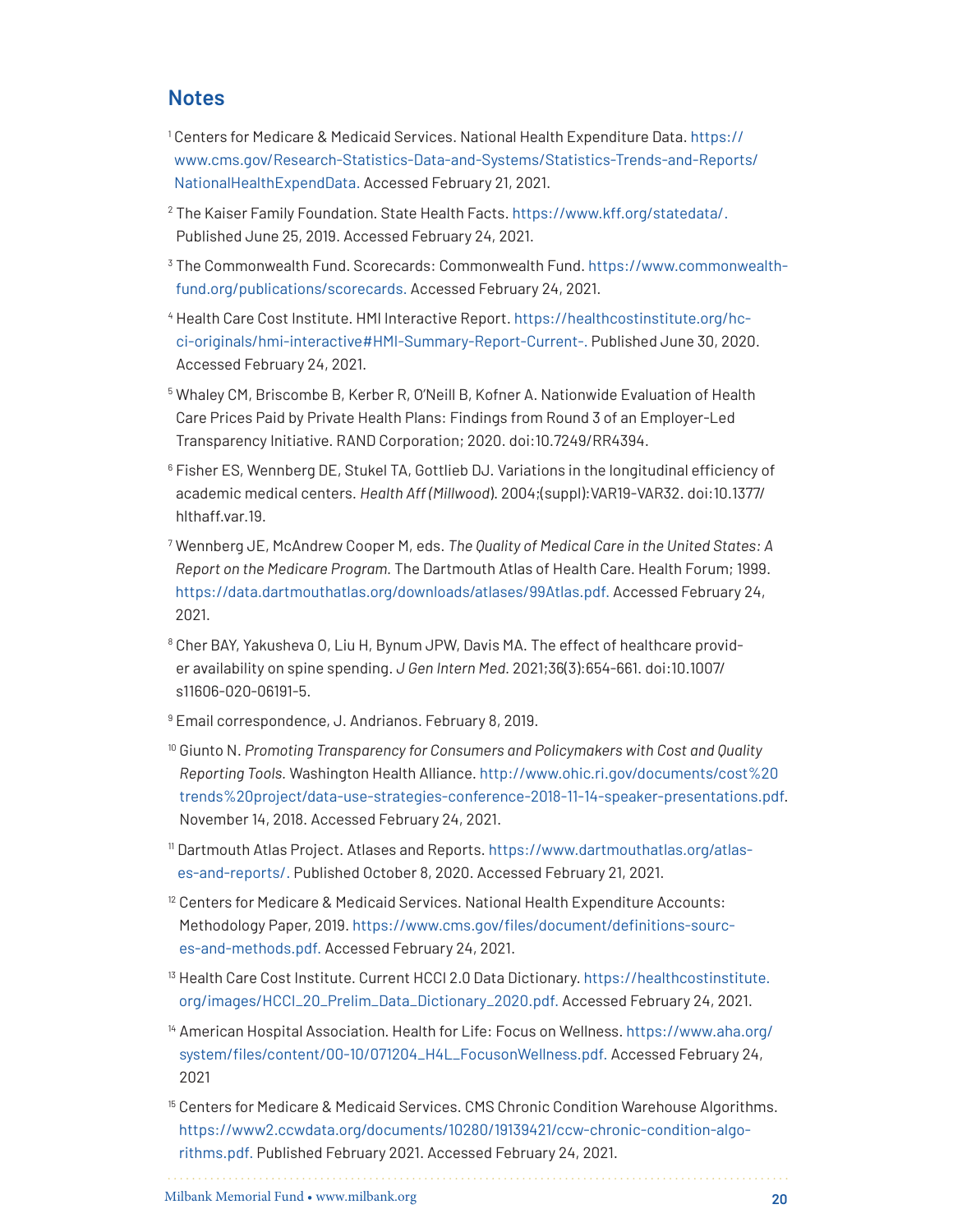## Notes

[1] Centers for Medicare & Medicaid Services. National Health Expenditure Data. https://www.cms.gov/Research-Statistics-Data-and-Systems/Statistics-Trends-and-Reports/NationalHealthExpendData. Accessed February 21, 2021.

[2] The Kaiser Family Foundation. State Health Facts. https://www.kff.org/statedata/. Published June 25, 2019. Accessed February 24, 2021.

[3] The Commonwealth Fund. Scorecards: Commonwealth Fund. https://www.commonwealthfund.org/publications/scorecards. Accessed February 24, 2021.

[4] Health Care Cost Institute. HMI Interactive Report. https://healthcostinstitute.org/hcci-originals/hmi-interactive#HMI-Summary-Report-Current-. Published June 30, 2020. Accessed February 24, 2021.

[5] Whaley CM, Briscombe B, Kerber R, O'Neill B, Kofner A. Nationwide Evaluation of Health Care Prices Paid by Private Health Plans: Findings from Round 3 of an Employer-Led Transparency Initiative. RAND Corporation; 2020. doi:10.7249/RR4394.

[6] Fisher ES, Wennberg DE, Stukel TA, Gottlieb DJ. Variations in the longitudinal efficiency of academic medical centers. *Health Aff (Millwood)*. 2004;(suppl):VAR19-VAR32. doi:10.1377/hlthaff.var.19.

[7] Wennberg JE, McAndrew Cooper M, eds. *The Quality of Medical Care in the United States: A Report on the Medicare Program.* The Dartmouth Atlas of Health Care. Health Forum; 1999. https://data.dartmouthatlas.org/downloads/atlases/99Atlas.pdf. Accessed February 24, 2021.

[8] Cher BAY, Yakusheva O, Liu H, Bynum JPW, Davis MA. The effect of healthcare provider availability on spine spending. *J Gen Intern Med.* 2021;36(3):654-661. doi:10.1007/s11606-020-06191-5.

[9] Email correspondence, J. Andrianos. February 8, 2019.

[10] Giunto N. *Promoting Transparency for Consumers and Policymakers with Cost and Quality Reporting Tools.* Washington Health Alliance. http://www.ohic.ri.gov/documents/cost%20trends%20project/data-use-strategies-conference-2018-11-14-speaker-presentations.pdf. November 14, 2018. Accessed February 24, 2021.

[11] Dartmouth Atlas Project. Atlases and Reports. https://www.dartmouthatlas.org/atlases-and-reports/. Published October 8, 2020. Accessed February 21, 2021.

[12] Centers for Medicare & Medicaid Services. National Health Expenditure Accounts: Methodology Paper, 2019. https://www.cms.gov/files/document/definitions-sources-and-methods.pdf. Accessed February 24, 2021.

[13] Health Care Cost Institute. Current HCCI 2.0 Data Dictionary. https://healthcostinstitute.org/images/HCCI_20_Prelim_Data_Dictionary_2020.pdf. Accessed February 24, 2021.

[14] American Hospital Association. Health for Life: Focus on Wellness. https://www.aha.org/system/files/content/00-10/071204_H4L_FocusonWellness.pdf. Accessed February 24, 2021

[15] Centers for Medicare & Medicaid Services. CMS Chronic Condition Warehouse Algorithms. https://www2.ccwdata.org/documents/10280/19139421/ccw-chronic-condition-algorithms.pdf. Published February 2021. Accessed February 24, 2021.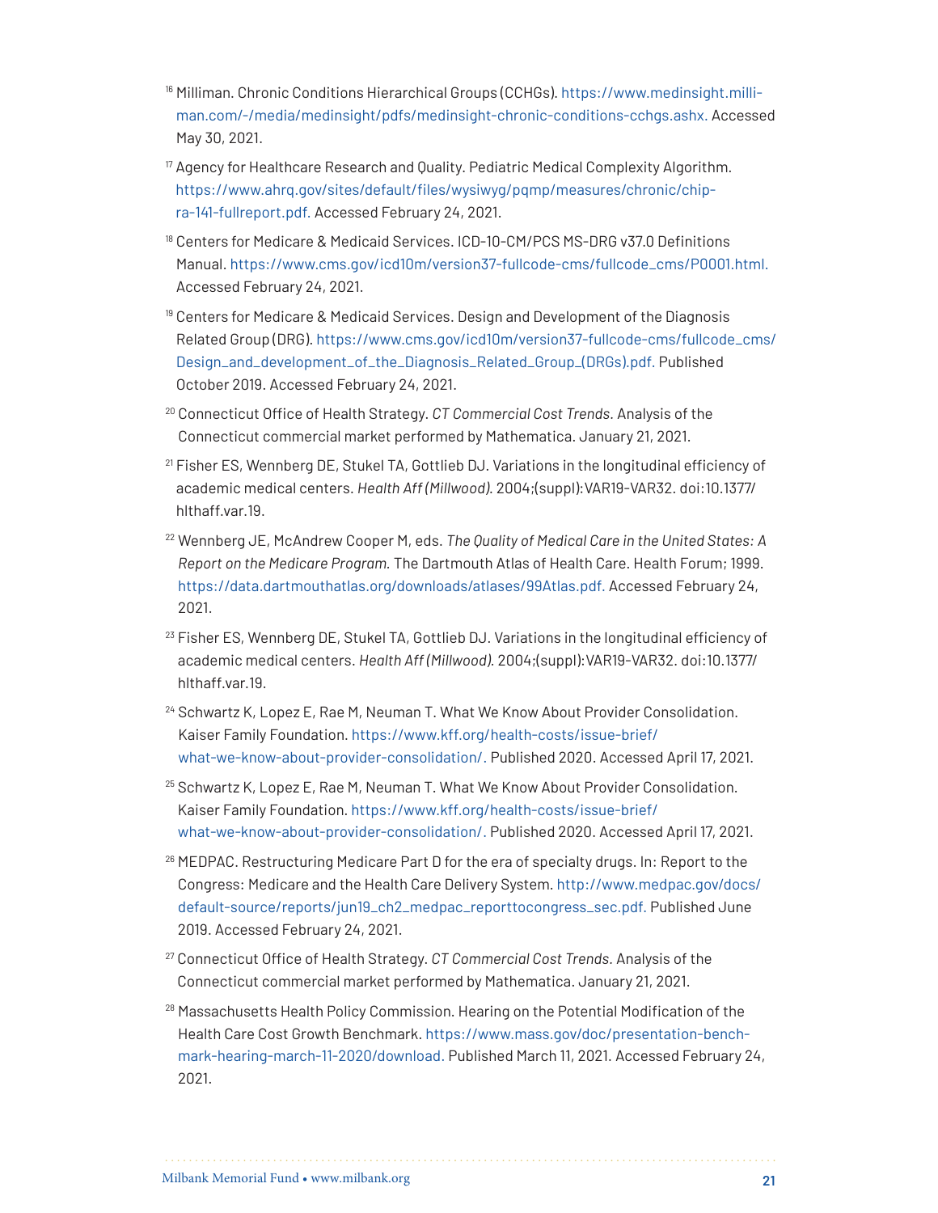[16] Milliman. Chronic Conditions Hierarchical Groups (CCHGs). https://www.medinsight.milliman.com/-/media/medinsight/pdfs/medinsight-chronic-conditions-cchgs.ashx. Accessed May 30, 2021.

[17] Agency for Healthcare Research and Quality. Pediatric Medical Complexity Algorithm. https://www.ahrq.gov/sites/default/files/wysiwyg/pqmp/measures/chronic/chipra-141-fullreport.pdf. Accessed February 24, 2021.

[18] Centers for Medicare & Medicaid Services. ICD-10-CM/PCS MS-DRG v37.0 Definitions Manual. https://www.cms.gov/icd10m/version37-fullcode-cms/fullcode_cms/P0001.html. Accessed February 24, 2021.

[19] Centers for Medicare & Medicaid Services. Design and Development of the Diagnosis Related Group (DRG). https://www.cms.gov/icd10m/version37-fullcode-cms/fullcode_cms/Design_and_development_of_the_Diagnosis_Related_Group_(DRGs).pdf. Published October 2019. Accessed February 24, 2021.

[20] Connecticut Office of Health Strategy. *CT Commercial Cost Trends*. Analysis of the Connecticut commercial market performed by Mathematica. January 21, 2021.

[21] Fisher ES, Wennberg DE, Stukel TA, Gottlieb DJ. Variations in the longitudinal efficiency of academic medical centers. *Health Aff (Millwood)*. 2004;(suppl):VAR19-VAR32. doi:10.1377/hlthaff.var.19.

[22] Wennberg JE, McAndrew Cooper M, eds. *The Quality of Medical Care in the United States: A Report on the Medicare Program*. The Dartmouth Atlas of Health Care. Health Forum; 1999. https://data.dartmouthatlas.org/downloads/atlases/99Atlas.pdf. Accessed February 24, 2021.

[23] Fisher ES, Wennberg DE, Stukel TA, Gottlieb DJ. Variations in the longitudinal efficiency of academic medical centers. *Health Aff (Millwood)*. 2004;(suppl):VAR19-VAR32. doi:10.1377/hlthaff.var.19.

[24] Schwartz K, Lopez E, Rae M, Neuman T. What We Know About Provider Consolidation. Kaiser Family Foundation. https://www.kff.org/health-costs/issue-brief/what-we-know-about-provider-consolidation/. Published 2020. Accessed April 17, 2021.

[25] Schwartz K, Lopez E, Rae M, Neuman T. What We Know About Provider Consolidation. Kaiser Family Foundation. https://www.kff.org/health-costs/issue-brief/what-we-know-about-provider-consolidation/. Published 2020. Accessed April 17, 2021.

[26] MEDPAC. Restructuring Medicare Part D for the era of specialty drugs. In: Report to the Congress: Medicare and the Health Care Delivery System. http://www.medpac.gov/docs/default-source/reports/jun19_ch2_medpac_reporttocongress_sec.pdf. Published June 2019. Accessed February 24, 2021.

[27] Connecticut Office of Health Strategy. *CT Commercial Cost Trends*. Analysis of the Connecticut commercial market performed by Mathematica. January 21, 2021.

[28] Massachusetts Health Policy Commission. Hearing on the Potential Modification of the Health Care Cost Growth Benchmark. https://www.mass.gov/doc/presentation-benchmark-hearing-march-11-2020/download. Published March 11, 2021. Accessed February 24, 2021.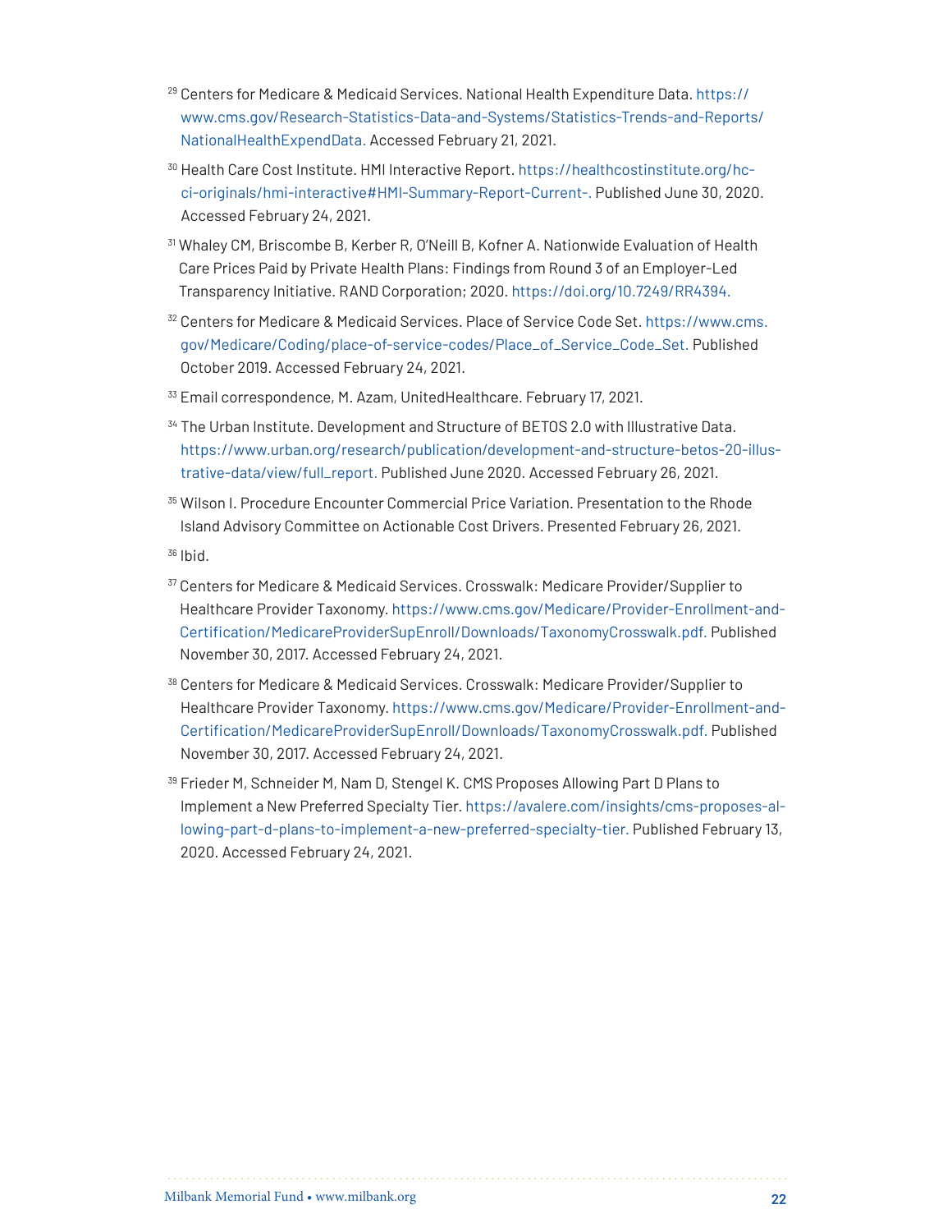[29] Centers for Medicare & Medicaid Services. National Health Expenditure Data. https://www.cms.gov/Research-Statistics-Data-and-Systems/Statistics-Trends-and-Reports/NationalHealthExpendData. Accessed February 21, 2021.

[30] Health Care Cost Institute. HMI Interactive Report. https://healthcostinstitute.org/hcci-originals/hmi-interactive#HMI-Summary-Report-Current-. Published June 30, 2020. Accessed February 24, 2021.

[31] Whaley CM, Briscombe B, Kerber R, O'Neill B, Kofner A. Nationwide Evaluation of Health Care Prices Paid by Private Health Plans: Findings from Round 3 of an Employer-Led Transparency Initiative. RAND Corporation; 2020. https://doi.org/10.7249/RR4394.

[32] Centers for Medicare & Medicaid Services. Place of Service Code Set. https://www.cms.gov/Medicare/Coding/place-of-service-codes/Place_of_Service_Code_Set. Published October 2019. Accessed February 24, 2021.

[33] Email correspondence, M. Azam, UnitedHealthcare. February 17, 2021.

[34] The Urban Institute. Development and Structure of BETOS 2.0 with Illustrative Data. https://www.urban.org/research/publication/development-and-structure-betos-20-illustrative-data/view/full_report. Published June 2020. Accessed February 26, 2021.

[35] Wilson I. Procedure Encounter Commercial Price Variation. Presentation to the Rhode Island Advisory Committee on Actionable Cost Drivers. Presented February 26, 2021.

[36] Ibid.

[37] Centers for Medicare & Medicaid Services. Crosswalk: Medicare Provider/Supplier to Healthcare Provider Taxonomy. https://www.cms.gov/Medicare/Provider-Enrollment-and-Certification/MedicareProviderSupEnroll/Downloads/TaxonomyCrosswalk.pdf. Published November 30, 2017. Accessed February 24, 2021.

[38] Centers for Medicare & Medicaid Services. Crosswalk: Medicare Provider/Supplier to Healthcare Provider Taxonomy. https://www.cms.gov/Medicare/Provider-Enrollment-and-Certification/MedicareProviderSupEnroll/Downloads/TaxonomyCrosswalk.pdf. Published November 30, 2017. Accessed February 24, 2021.

[39] Frieder M, Schneider M, Nam D, Stengel K. CMS Proposes Allowing Part D Plans to Implement a New Preferred Specialty Tier. https://avalere.com/insights/cms-proposes-allowing-part-d-plans-to-implement-a-new-preferred-specialty-tier. Published February 13, 2020. Accessed February 24, 2021.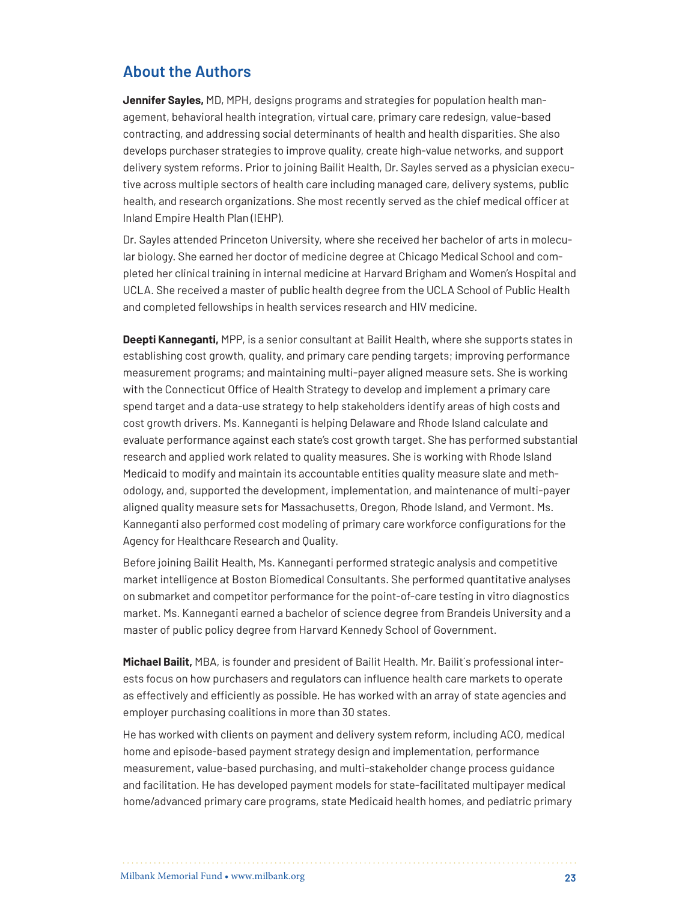## About the Authors

**Jennifer Sayles,** MD, MPH, designs programs and strategies for population health management, behavioral health integration, virtual care, primary care redesign, value-based contracting, and addressing social determinants of health and health disparities. She also develops purchaser strategies to improve quality, create high-value networks, and support delivery system reforms. Prior to joining Bailit Health, Dr. Sayles served as a physician executive across multiple sectors of health care including managed care, delivery systems, public health, and research organizations. She most recently served as the chief medical officer at Inland Empire Health Plan (IEHP).

Dr. Sayles attended Princeton University, where she received her bachelor of arts in molecular biology. She earned her doctor of medicine degree at Chicago Medical School and completed her clinical training in internal medicine at Harvard Brigham and Women's Hospital and UCLA. She received a master of public health degree from the UCLA School of Public Health and completed fellowships in health services research and HIV medicine.

**Deepti Kanneganti,** MPP, is a senior consultant at Bailit Health, where she supports states in establishing cost growth, quality, and primary care pending targets; improving performance measurement programs; and maintaining multi-payer aligned measure sets. She is working with the Connecticut Office of Health Strategy to develop and implement a primary care spend target and a data-use strategy to help stakeholders identify areas of high costs and cost growth drivers. Ms. Kanneganti is helping Delaware and Rhode Island calculate and evaluate performance against each state's cost growth target. She has performed substantial research and applied work related to quality measures. She is working with Rhode Island Medicaid to modify and maintain its accountable entities quality measure slate and methodology, and, supported the development, implementation, and maintenance of multi-payer aligned quality measure sets for Massachusetts, Oregon, Rhode Island, and Vermont. Ms. Kanneganti also performed cost modeling of primary care workforce configurations for the Agency for Healthcare Research and Quality.

Before joining Bailit Health, Ms. Kanneganti performed strategic analysis and competitive market intelligence at Boston Biomedical Consultants. She performed quantitative analyses on submarket and competitor performance for the point-of-care testing in vitro diagnostics market. Ms. Kanneganti earned a bachelor of science degree from Brandeis University and a master of public policy degree from Harvard Kennedy School of Government.

**Michael Bailit,** MBA, is founder and president of Bailit Health. Mr. Bailit's professional interests focus on how purchasers and regulators can influence health care markets to operate as effectively and efficiently as possible. He has worked with an array of state agencies and employer purchasing coalitions in more than 30 states.

He has worked with clients on payment and delivery system reform, including ACO, medical home and episode-based payment strategy design and implementation, performance measurement, value-based purchasing, and multi-stakeholder change process guidance and facilitation. He has developed payment models for state-facilitated multipayer medical home/advanced primary care programs, state Medicaid health homes, and pediatric primary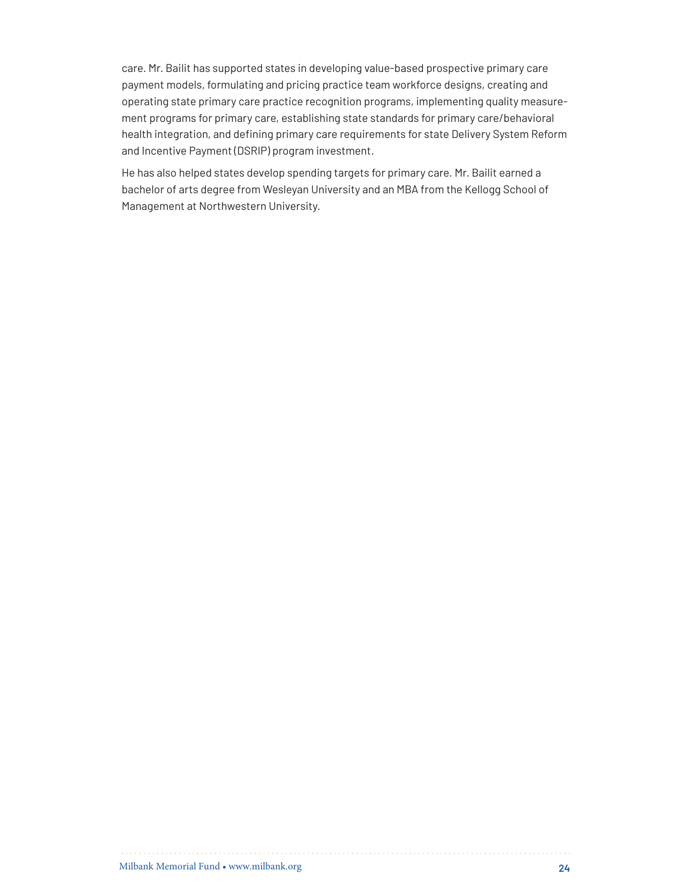care. Mr. Bailit has supported states in developing value-based prospective primary care payment models, formulating and pricing practice team workforce designs, creating and operating state primary care practice recognition programs, implementing quality measurement programs for primary care, establishing state standards for primary care/behavioral health integration, and defining primary care requirements for state Delivery System Reform and Incentive Payment (DSRIP) program investment.

He has also helped states develop spending targets for primary care. Mr. Bailit earned a bachelor of arts degree from Wesleyan University and an MBA from the Kellogg School of Management at Northwestern University.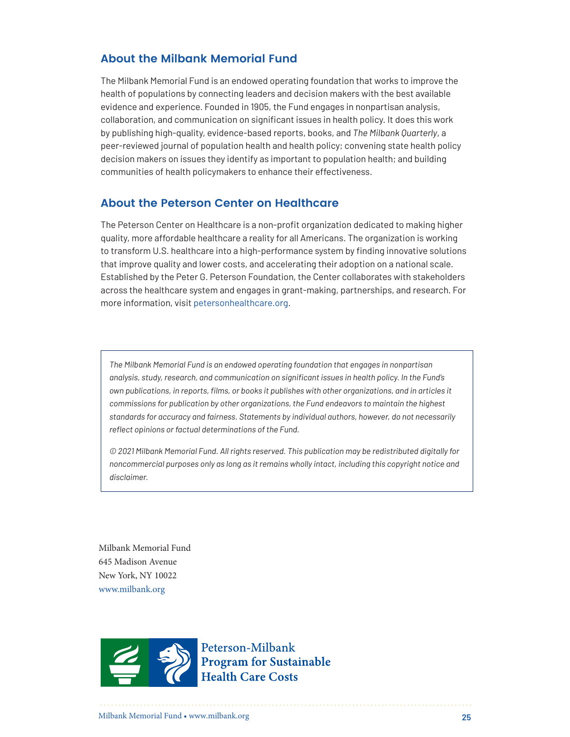## About the Milbank Memorial Fund

The Milbank Memorial Fund is an endowed operating foundation that works to improve the health of populations by connecting leaders and decision makers with the best available evidence and experience. Founded in 1905, the Fund engages in nonpartisan analysis, collaboration, and communication on significant issues in health policy. It does this work by publishing high-quality, evidence-based reports, books, and *The Milbank Quarterly*, a peer-reviewed journal of population health and health policy; convening state health policy decision makers on issues they identify as important to population health; and building communities of health policymakers to enhance their effectiveness.

## About the Peterson Center on Healthcare

The Peterson Center on Healthcare is a non-profit organization dedicated to making higher quality, more affordable healthcare a reality for all Americans. The organization is working to transform U.S. healthcare into a high-performance system by finding innovative solutions that improve quality and lower costs, and accelerating their adoption on a national scale. Established by the Peter G. Peterson Foundation, the Center collaborates with stakeholders across the healthcare system and engages in grant-making, partnerships, and research. For more information, visit petersonhealthcare.org.

*The Milbank Memorial Fund is an endowed operating foundation that engages in nonpartisan analysis, study, research, and communication on significant issues in health policy. In the Fund's own publications, in reports, films, or books it publishes with other organizations, and in articles it commissions for publication by other organizations, the Fund endeavors to maintain the highest standards for accuracy and fairness. Statements by individual authors, however, do not necessarily reflect opinions or factual determinations of the Fund.*

*© 2021 Milbank Memorial Fund. All rights reserved. This publication may be redistributed digitally for noncommercial purposes only as long as it remains wholly intact, including this copyright notice and disclaimer.*

Milbank Memorial Fund
645 Madison Avenue
New York, NY 10022
www.milbank.org

Peterson-Milbank
Program for Sustainable
Health Care Costs